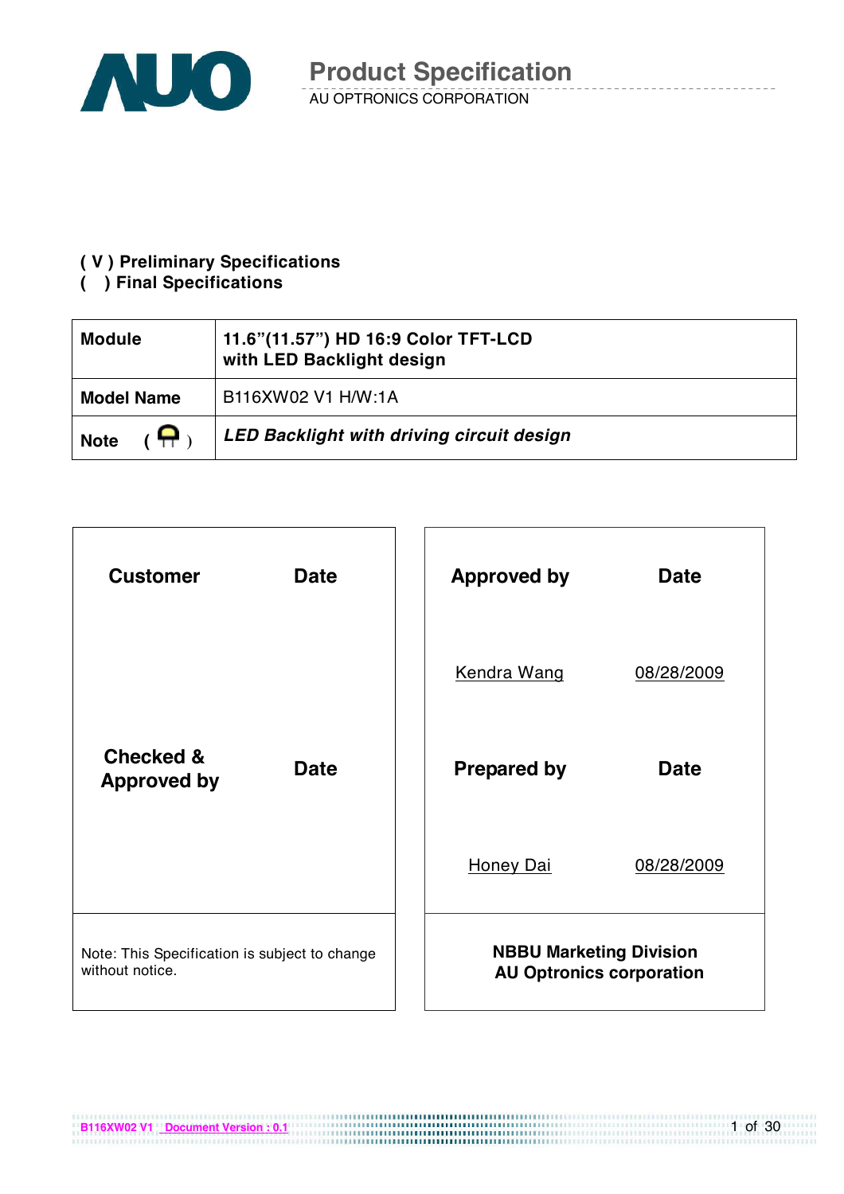# Product Specification

AU OPTRONICS CORPORATION

**( V ) Preliminary Specifications**
**(   ) Final Specifications**

| **Module** | **11.6"(11.57") HD 16:9 Color TFT-LCD with LED Backlight design** |
|---|---|
| **Model Name** | B116XW02 V1 H/W:1A |
| **Note** | ***LED Backlight with driving circuit design*** |

| **Customer** | **Date** | **Approved by** | **Date** |
|---|---|---|---|
| | | Kendra Wang | 08/28/2009 |
| **Checked & Approved by** | **Date** | **Prepared by** | **Date** |
| | | Honey Dai | 08/28/2009 |
| Note: This Specification is subject to change without notice. | | **NBBU Marketing Division AU Optronics corporation** | |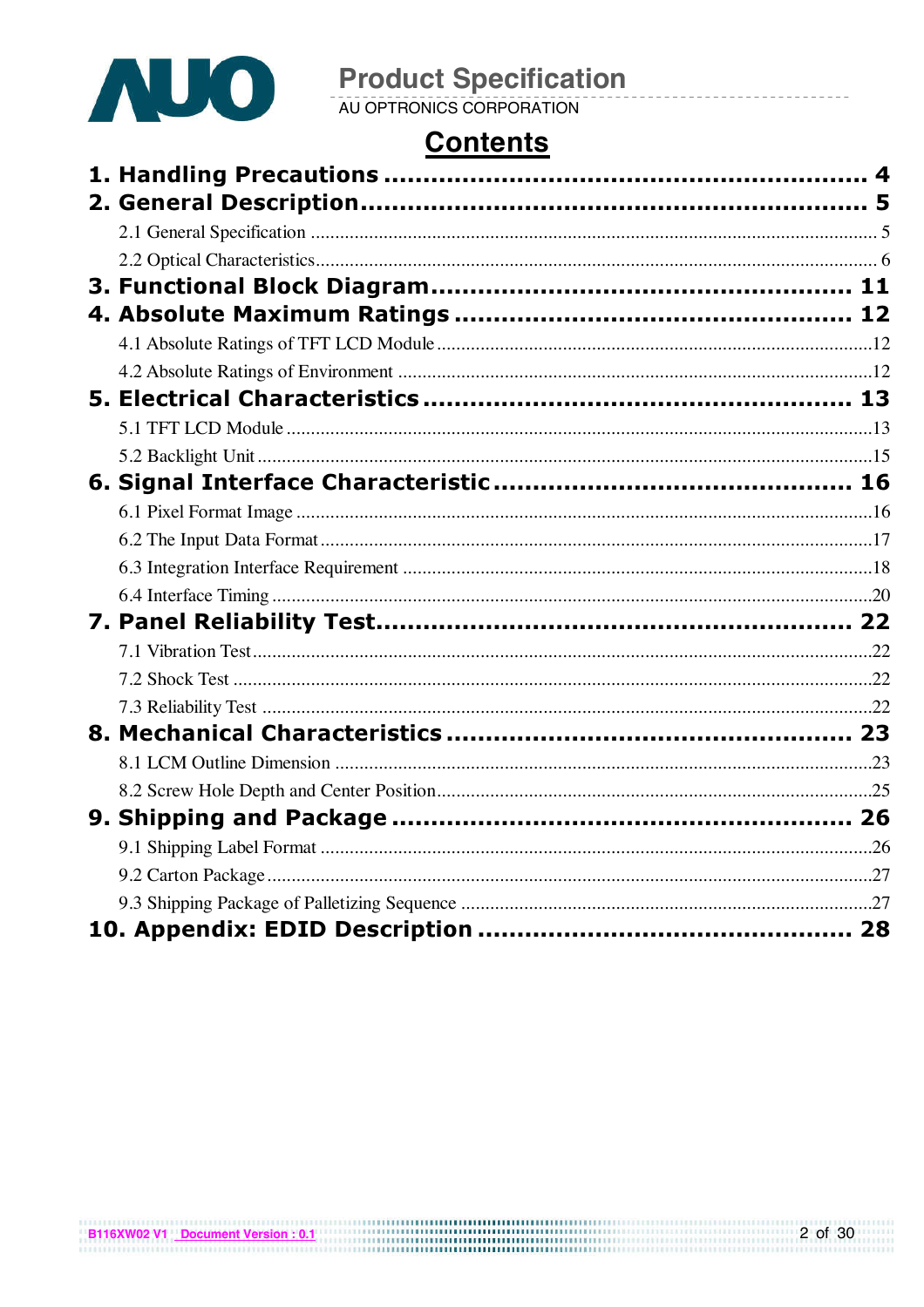# Contents

**1. Handling Precautions ........................................................ 4**

**2. General Description ........................................................ 5**

- 2.1 General Specification ........................................................ 5
- 2.2 Optical Characteristics ........................................................ 6

**3. Functional Block Diagram ........................................................ 11**

**4. Absolute Maximum Ratings ........................................................ 12**

- 4.1 Absolute Ratings of TFT LCD Module ........................................................ 12
- 4.2 Absolute Ratings of Environment ........................................................ 12

**5. Electrical Characteristics ........................................................ 13**

- 5.1 TFT LCD Module ........................................................ 13
- 5.2 Backlight Unit ........................................................ 15

**6. Signal Interface Characteristic ........................................................ 16**

- 6.1 Pixel Format Image ........................................................ 16
- 6.2 The Input Data Format ........................................................ 17
- 6.3 Integration Interface Requirement ........................................................ 18
- 6.4 Interface Timing ........................................................ 20

**7. Panel Reliability Test ........................................................ 22**

- 7.1 Vibration Test ........................................................ 22
- 7.2 Shock Test ........................................................ 22
- 7.3 Reliability Test ........................................................ 22

**8. Mechanical Characteristics ........................................................ 23**

- 8.1 LCM Outline Dimension ........................................................ 23
- 8.2 Screw Hole Depth and Center Position ........................................................ 25

**9. Shipping and Package ........................................................ 26**

- 9.1 Shipping Label Format ........................................................ 26
- 9.2 Carton Package ........................................................ 27
- 9.3 Shipping Package of Palletizing Sequence ........................................................ 27

**10. Appendix: EDID Description ........................................................ 28**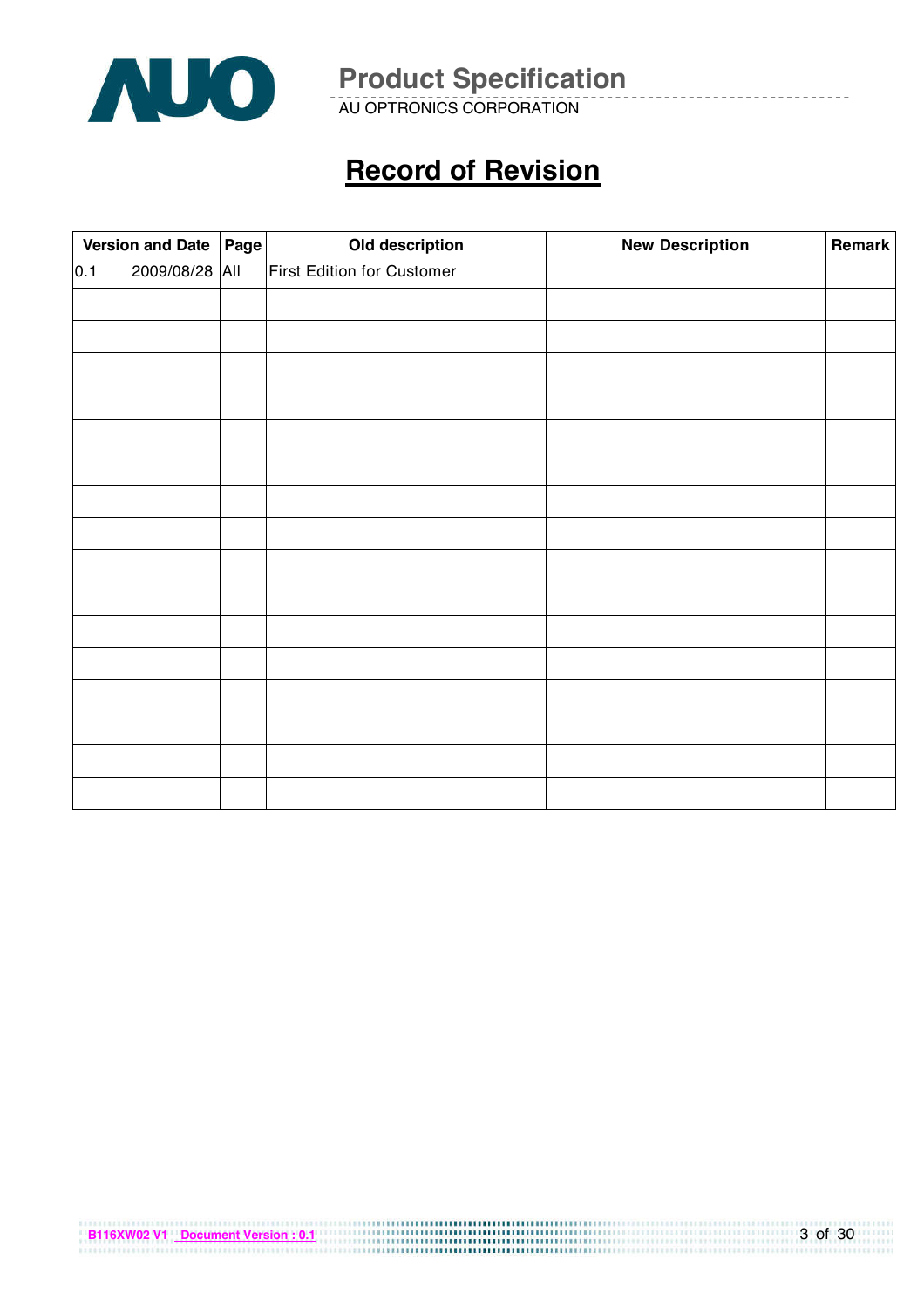# Record of Revision

| Version and Date | Page | Old description | New Description | Remark |
|---|---|---|---|---|
| 0.1 2009/08/28 | All | First Edition for Customer | | |
| | | | | |
| | | | | |
| | | | | |
| | | | | |
| | | | | |
| | | | | |
| | | | | |
| | | | | |
| | | | | |
| | | | | |
| | | | | |
| | | | | |
| | | | | |
| | | | | |
| | | | | |
| | | | | |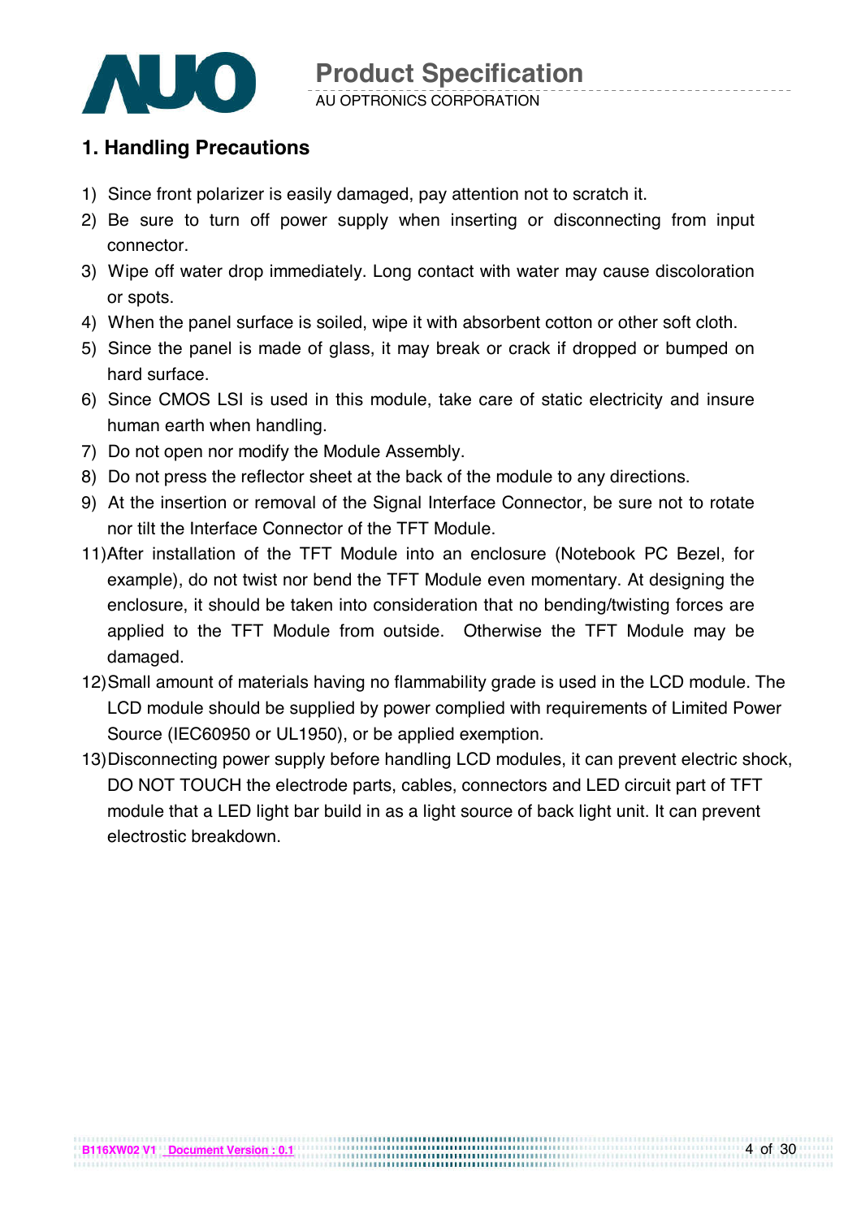## 1. Handling Precautions

1) Since front polarizer is easily damaged, pay attention not to scratch it.
2) Be sure to turn off power supply when inserting or disconnecting from input connector.
3) Wipe off water drop immediately. Long contact with water may cause discoloration or spots.
4) When the panel surface is soiled, wipe it with absorbent cotton or other soft cloth.
5) Since the panel is made of glass, it may break or crack if dropped or bumped on hard surface.
6) Since CMOS LSI is used in this module, take care of static electricity and insure human earth when handling.
7) Do not open nor modify the Module Assembly.
8) Do not press the reflector sheet at the back of the module to any directions.
9) At the insertion or removal of the Signal Interface Connector, be sure not to rotate nor tilt the Interface Connector of the TFT Module.
10) After installation of the TFT Module into an enclosure (Notebook PC Bezel, for example), do not twist nor bend the TFT Module even momentary. At designing the enclosure, it should be taken into consideration that no bending/twisting forces are applied to the TFT Module from outside. Otherwise the TFT Module may be damaged.
11) Small amount of materials having no flammability grade is used in the LCD module. The LCD module should be supplied by power complied with requirements of Limited Power Source (IEC60950 or UL1950), or be applied exemption.
12) Disconnecting power supply before handling LCD modules, it can prevent electric shock, DO NOT TOUCH the electrode parts, cables, connectors and LED circuit part of TFT module that a LED light bar build in as a light source of back light unit. It can prevent electrostic breakdown.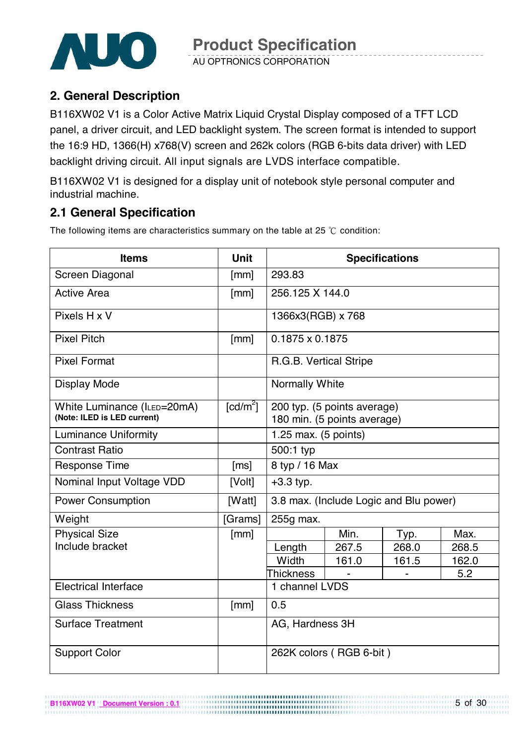## 2. General Description

B116XW02 V1 is a Color Active Matrix Liquid Crystal Display composed of a TFT LCD panel, a driver circuit, and LED backlight system. The screen format is intended to support the 16:9 HD, 1366(H) x768(V) screen and 262k colors (RGB 6-bits data driver) with LED backlight driving circuit. All input signals are LVDS interface compatible.

B116XW02 V1 is designed for a display unit of notebook style personal computer and industrial machine.

### 2.1 General Specification

The following items are characteristics summary on the table at 25 ℃ condition:

| Items | Unit | Specifications | | | |
|---|---|---|---|---|---|
| Screen Diagonal | [mm] | 293.83 | | | |
| Active Area | [mm] | 256.125 X 144.0 | | | |
| Pixels H x V | | 1366x3(RGB) x 768 | | | |
| Pixel Pitch | [mm] | 0.1875 x 0.1875 | | | |
| Pixel Format | | R.G.B. Vertical Stripe | | | |
| Display Mode | | Normally White | | | |
| White Luminance ($I_{LED}$=20mA) **(Note: ILED is LED current)** | [cd/m$^2$] | 200 typ. (5 points average) 180 min. (5 points average) | | | |
| Luminance Uniformity | | 1.25 max. (5 points) | | | |
| Contrast Ratio | | 500:1 typ | | | |
| Response Time | [ms] | 8 typ / 16 Max | | | |
| Nominal Input Voltage VDD | [Volt] | +3.3 typ. | | | |
| Power Consumption | [Watt] | 3.8 max. (Include Logic and Blu power) | | | |
| Weight | [Grams] | 255g max. | | | |
| Physical Size Include bracket | [mm] | | Min. | Typ. | Max. |
| | | Length | 267.5 | 268.0 | 268.5 |
| | | Width | 161.0 | 161.5 | 162.0 |
| | | Thickness | - | - | 5.2 |
| Electrical Interface | | 1 channel LVDS | | | |
| Glass Thickness | [mm] | 0.5 | | | |
| Surface Treatment | | AG, Hardness 3H | | | |
| Support Color | | 262K colors ( RGB 6-bit ) | | | |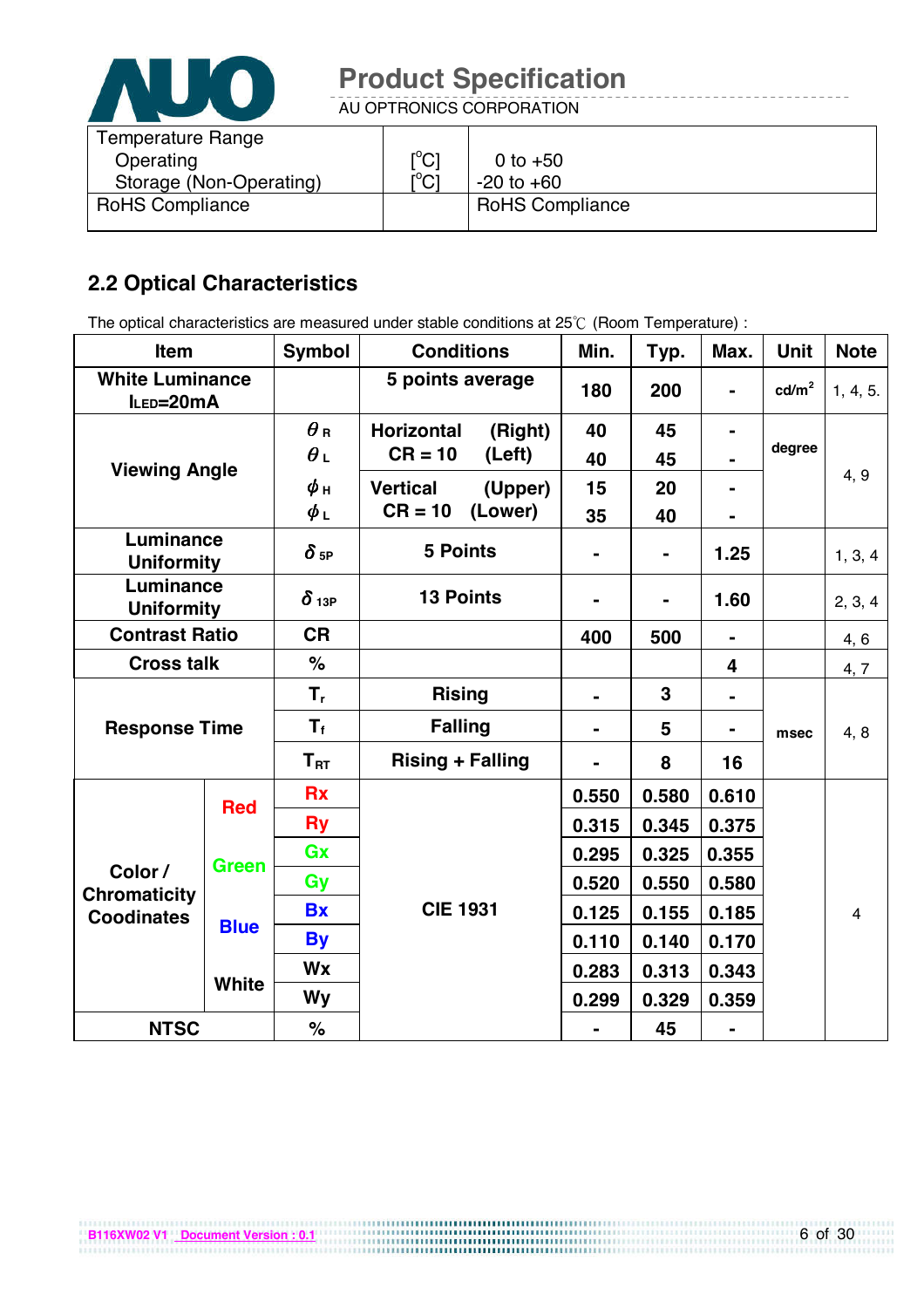| Temperature Range | | |
|---|---|---|
| Operating | [°C] | 0 to +50 |
| Storage (Non-Operating) | [°C] | -20 to +60 |
| RoHS Compliance | | RoHS Compliance |

## 2.2 Optical Characteristics

The optical characteristics are measured under stable conditions at 25℃ (Room Temperature) :

| Item | | Symbol | Conditions | Min. | Typ. | Max. | Unit | Note |
|---|---|---|---|---|---|---|---|---|
| White Luminance $I_{LED}$=20mA | | | 5 points average | 180 | 200 | - | cd/m$^2$ | 1, 4, 5. |
| Viewing Angle | | $\theta_R$ | Horizontal (Right) CR = 10 | 40 | 45 | - | degree | 4, 9 |
| | | $\theta_L$ | Horizontal (Left) CR = 10 | 40 | 45 | - | | |
| | | $\phi_H$ | Vertical (Upper) CR = 10 | 15 | 20 | - | | |
| | | $\phi_L$ | Vertical (Lower) CR = 10 | 35 | 40 | - | | |
| Luminance Uniformity | | $\delta_{5P}$ | 5 Points | - | - | 1.25 | | 1, 3, 4 |
| Luminance Uniformity | | $\delta_{13P}$ | 13 Points | - | - | 1.60 | | 2, 3, 4 |
| Contrast Ratio | | CR | | 400 | 500 | - | | 4, 6 |
| Cross talk | | % | | | | 4 | | 4, 7 |
| Response Time | | $T_r$ | Rising | - | 3 | - | msec | 4, 8 |
| | | $T_f$ | Falling | - | 5 | - | | |
| | | $T_{RT}$ | Rising + Falling | - | 8 | 16 | | |
| Color / Chromaticity Coodinates | Red | Rx | CIE 1931 | 0.550 | 0.580 | 0.610 | | 4 |
| | | Ry | | 0.315 | 0.345 | 0.375 | | |
| | Green | Gx | | 0.295 | 0.325 | 0.355 | | |
| | | Gy | | 0.520 | 0.550 | 0.580 | | |
| | Blue | Bx | | 0.125 | 0.155 | 0.185 | | |
| | | By | | 0.110 | 0.140 | 0.170 | | |
| | White | Wx | | 0.283 | 0.313 | 0.343 | | |
| | | Wy | | 0.299 | 0.329 | 0.359 | | |
| NTSC | | % | | - | 45 | - | | |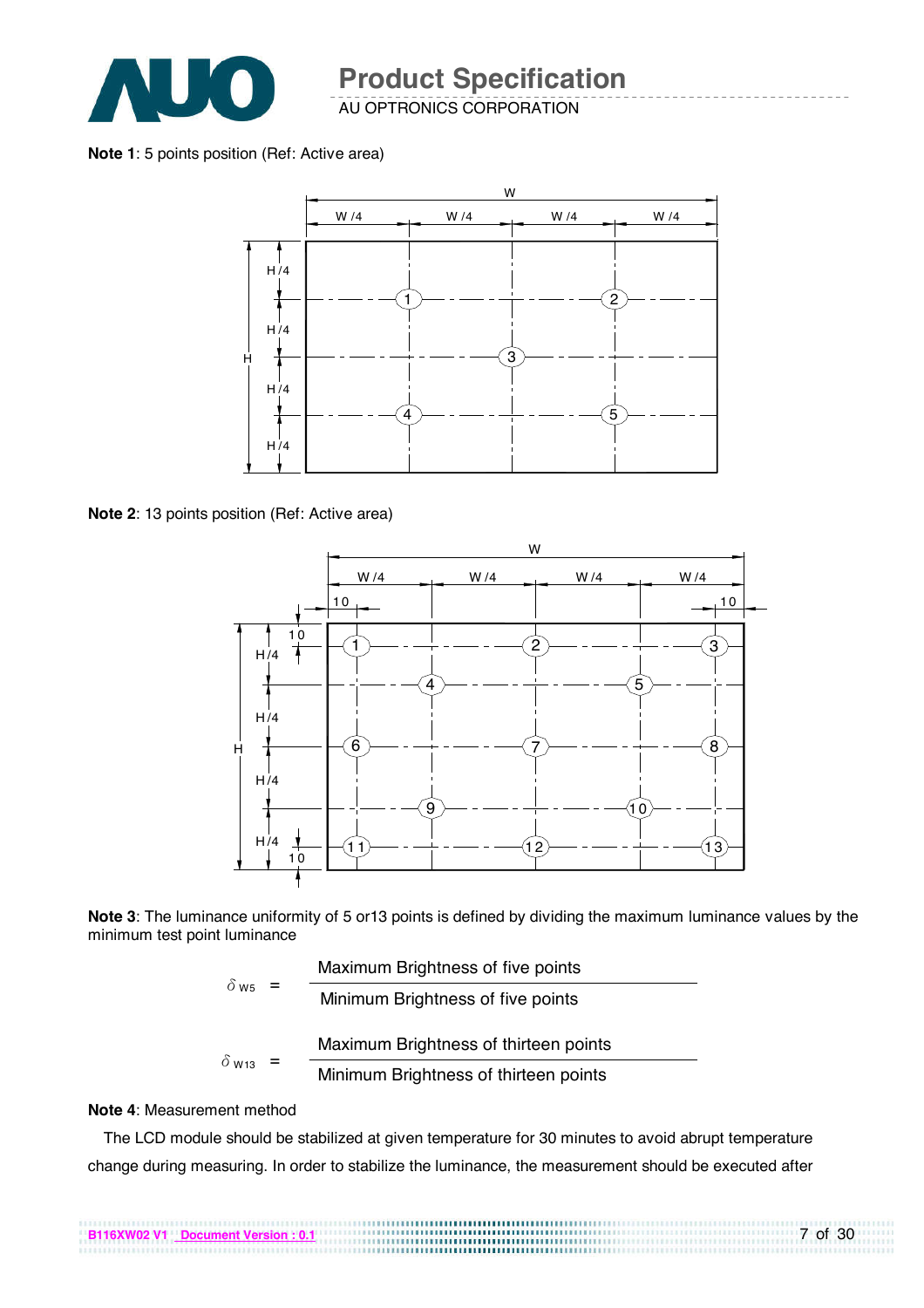**Note 1**: 5 points position (Ref: Active area)

**Note 2**: 13 points position (Ref: Active area)

**Note 3**: The luminance uniformity of 5 or13 points is defined by dividing the maximum luminance values by the minimum test point luminance

$$\delta_{W5} = \frac{\text{Maximum Brightness of five points}}{\text{Minimum Brightness of five points}}$$

$$\delta_{W13} = \frac{\text{Maximum Brightness of thirteen points}}{\text{Minimum Brightness of thirteen points}}$$

**Note 4**: Measurement method

The LCD module should be stabilized at given temperature for 30 minutes to avoid abrupt temperature change during measuring. In order to stabilize the luminance, the measurement should be executed after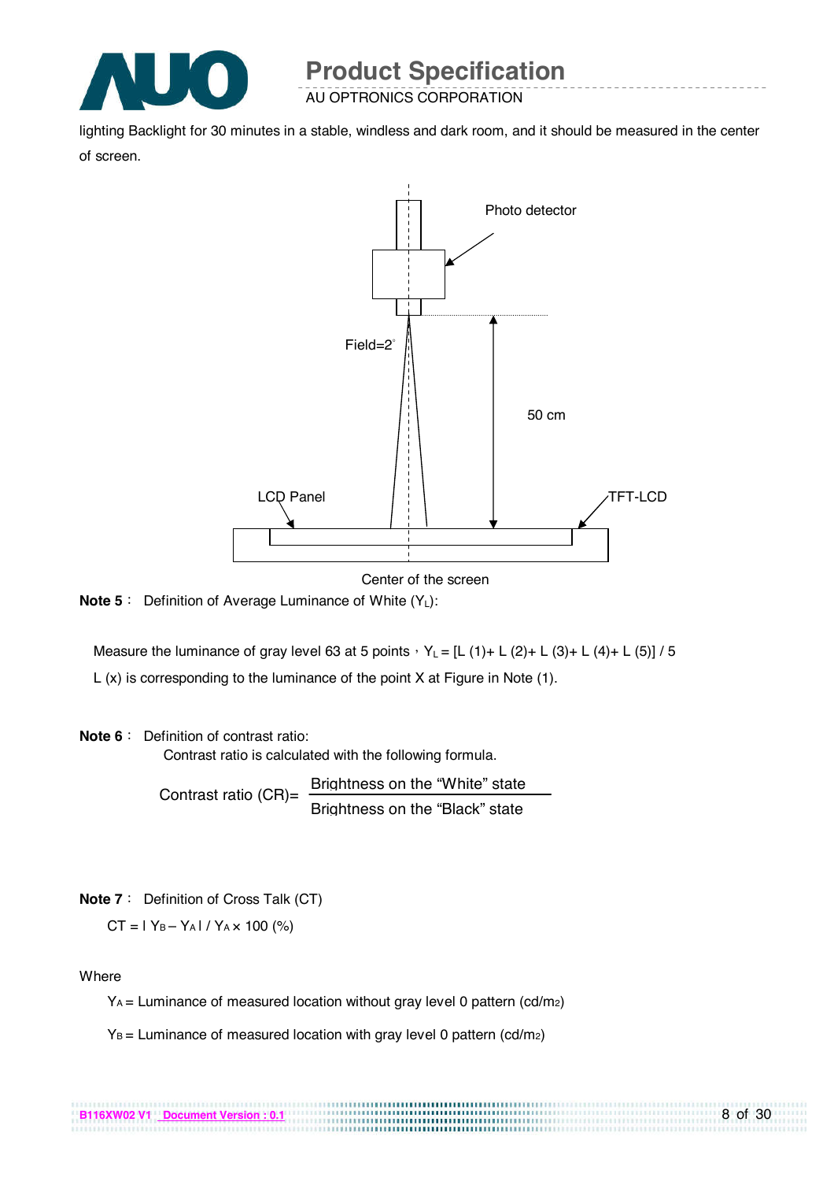lighting Backlight for 30 minutes in a stable, windless and dark room, and it should be measured in the center of screen.

Photo detector

Field=2°

50 cm

LCD Panel

TFT-LCD

Center of the screen

**Note 5**： Definition of Average Luminance of White ($Y_L$):

Measure the luminance of gray level 63 at 5 points，$Y_L$ = [L (1)+ L (2)+ L (3)+ L (4)+ L (5)] / 5

L (x) is corresponding to the luminance of the point X at Figure in Note (1).

**Note 6**： Definition of contrast ratio:

Contrast ratio is calculated with the following formula.

$$\text{Contrast ratio (CR)} = \frac{\text{Brightness on the "White" state}}{\text{Brightness on the "Black" state}}$$

**Note 7**： Definition of Cross Talk (CT)

CT = | $Y_B - Y_A$ | / $Y_A$ × 100 (%)

Where

$Y_A$ = Luminance of measured location without gray level 0 pattern (cd/m2)

$Y_B$ = Luminance of measured location with gray level 0 pattern (cd/m2)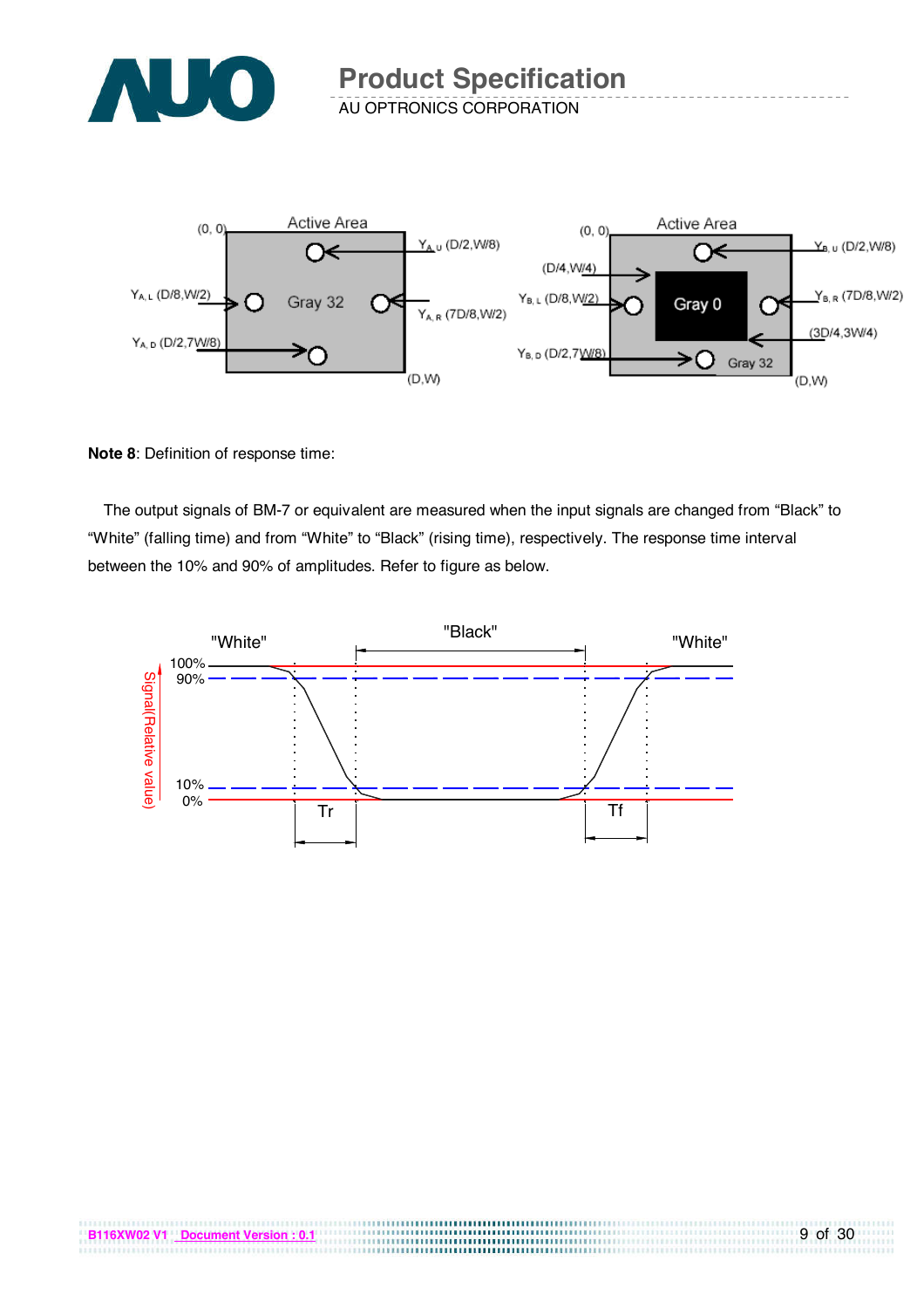**Note 8**: Definition of response time:

The output signals of BM-7 or equivalent are measured when the input signals are changed from “Black” to “White” (falling time) and from “White” to “Black” (rising time), respectively. The response time interval between the 10% and 90% of amplitudes. Refer to figure as below.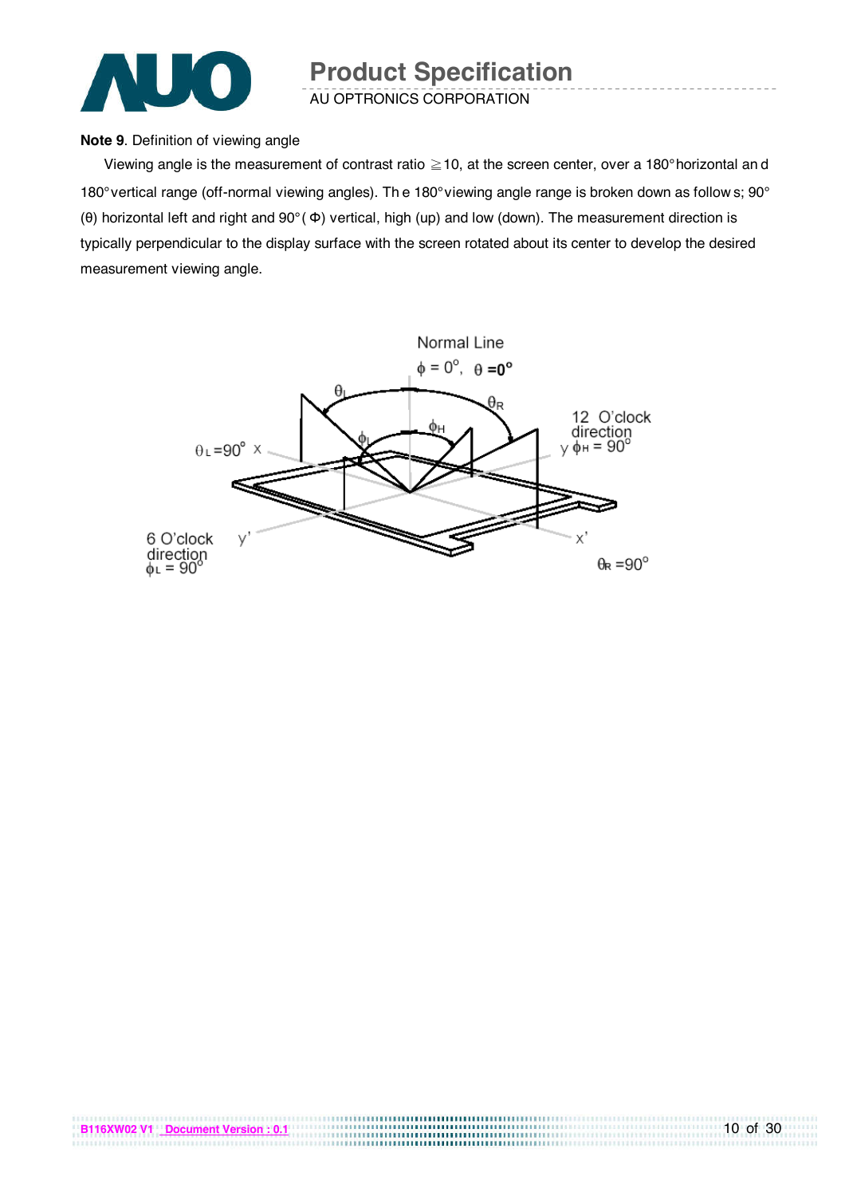**Note 9**. Definition of viewing angle

Viewing angle is the measurement of contrast ratio ≧10, at the screen center, over a 180° horizontal and 180° vertical range (off-normal viewing angles). The 180° viewing angle range is broken down as follows; 90° (θ) horizontal left and right and 90° (Φ) vertical, high (up) and low (down). The measurement direction is typically perpendicular to the display surface with the screen rotated about its center to develop the desired measurement viewing angle.

Normal Line
$\phi = 0^{\circ}$, $\theta = 0^{\circ}$

$\theta_L$ $\theta_R$ $\phi_H$ $\phi_L$

$\theta_L = 90^{\circ}$ x

12 O'clock direction
y $\phi_H = 90^{\circ}$

6 O'clock direction
$\phi_L = 90^{\circ}$

y'

x'

$\theta_R = 90^{\circ}$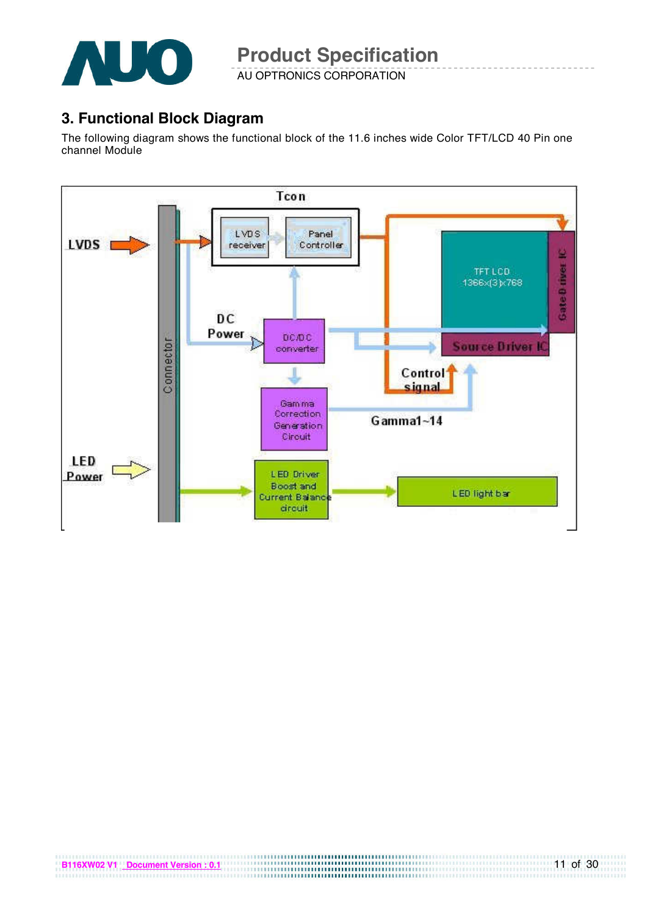## 3. Functional Block Diagram

The following diagram shows the functional block of the 11.6 inches wide Color TFT/LCD 40 Pin one channel Module

Tcon

LVDS

LVDS receiver

Panel Controller

TFT LCD 1366x(3)x768

Gate Driver IC

Connector

DC Power

DC/DC converter

Source Driver IC

Control signal

Gamma Correction Generation Circuit

Gamma1~14

LED Power

LED Driver Boost and Current Balance circuit

LED light bar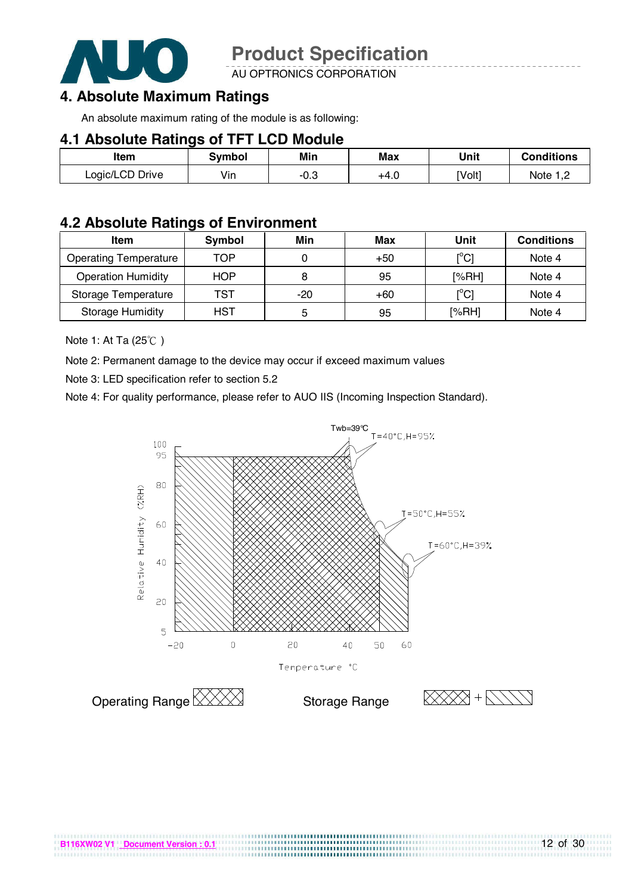# 4. Absolute Maximum Ratings

An absolute maximum rating of the module is as following:

## 4.1 Absolute Ratings of TFT LCD Module

| Item | Symbol | Min | Max | Unit | Conditions |
|---|---|---|---|---|---|
| Logic/LCD Drive | Vin | -0.3 | +4.0 | [Volt] | Note 1,2 |

## 4.2 Absolute Ratings of Environment

| Item | Symbol | Min | Max | Unit | Conditions |
|---|---|---|---|---|---|
| Operating Temperature | TOP | 0 | +50 | [°C] | Note 4 |
| Operation Humidity | HOP | 8 | 95 | [%RH] | Note 4 |
| Storage Temperature | TST | -20 | +60 | [°C] | Note 4 |
| Storage Humidity | HST | 5 | 95 | [%RH] | Note 4 |

Note 1: At Ta (25℃ )

Note 2: Permanent damage to the device may occur if exceed maximum values

Note 3: LED specification refer to section 5.2

Note 4: For quality performance, please refer to AUO IIS (Incoming Inspection Standard).

Twb=39℃

T=40°C,H=95%

T=50°C,H=55%

T=60°C,H=39%

Relative Humidity (%RH)

Temperature °C

Operating Range

Storage Range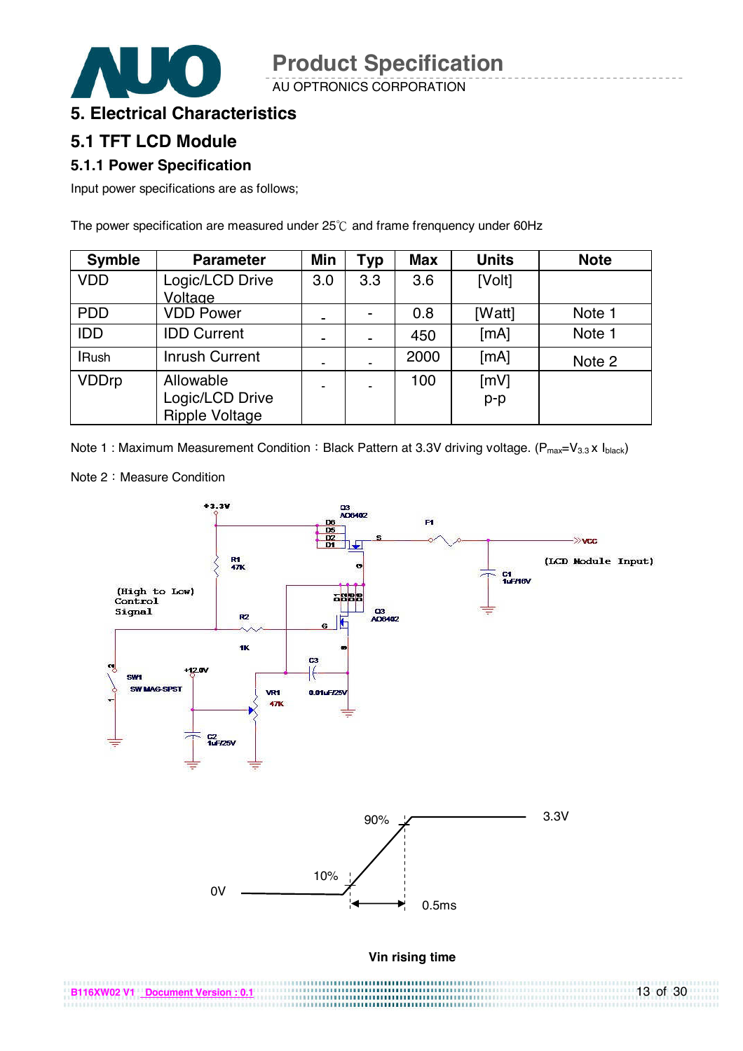## 5. Electrical Characteristics

## 5.1 TFT LCD Module

### 5.1.1 Power Specification

Input power specifications are as follows;

The power specification are measured under 25℃ and frame frenquency under 60Hz

| Symble | Parameter | Min | Typ | Max | Units | Note |
|---|---|---|---|---|---|---|
| VDD | Logic/LCD Drive Voltage | 3.0 | 3.3 | 3.6 | [Volt] | |
| PDD | VDD Power | - | - | 0.8 | [Watt] | Note 1 |
| IDD | IDD Current | - | - | 450 | [mA] | Note 1 |
| IRush | Inrush Current | - | - | 2000 | [mA] | Note 2 |
| VDDrp | Allowable Logic/LCD Drive Ripple Voltage | - | - | 100 | [mV] p-p | |

Note 1 : Maximum Measurement Condition：Black Pattern at 3.3V driving voltage. ($P_{max}=V_{3.3} \times I_{black}$)

Note 2：Measure Condition

+3.3V, R1 47K, (High to Low) Control Signal, R2 1K, SW1 SW MAG-SPST, +12.0V, C2 1uF/25V, VR1 47K, C3 0.01uF/25V, Q3 AO6402, D6 D5 D2 D1, S, G, F1, C1 1uF/16V, VCC (LCD Module Input)

90% 3.3V

10%

0V 0.5ms

**Vin rising time**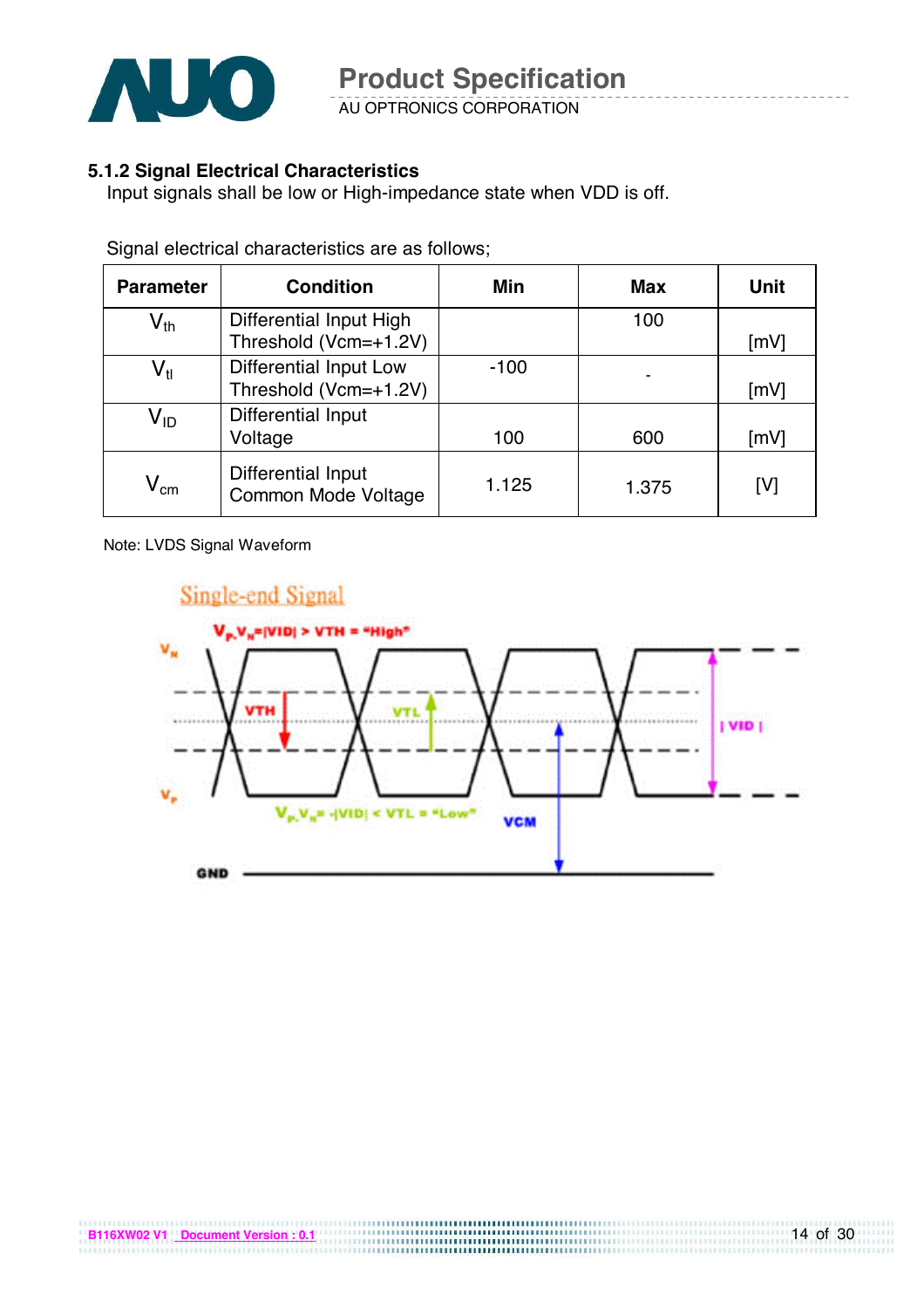### 5.1.2 Signal Electrical Characteristics

Input signals shall be low or High-impedance state when VDD is off.

Signal electrical characteristics are as follows;

| Parameter | Condition | Min | Max | Unit |
|---|---|---|---|---|
| $V_{th}$ | Differential Input High Threshold (Vcm=+1.2V) | | 100 | [mV] |
| $V_{tl}$ | Differential Input Low Threshold (Vcm=+1.2V) | -100 | - | [mV] |
| $V_{ID}$ | Differential Input Voltage | 100 | 600 | [mV] |
| $V_{cm}$ | Differential Input Common Mode Voltage | 1.125 | 1.375 | [V] |

Note: LVDS Signal Waveform

Single-end Signal

$V_P$-$V_N$=|VID| > VTH = "High"

$V_P$-$V_N$= -|VID| < VTL = "Low"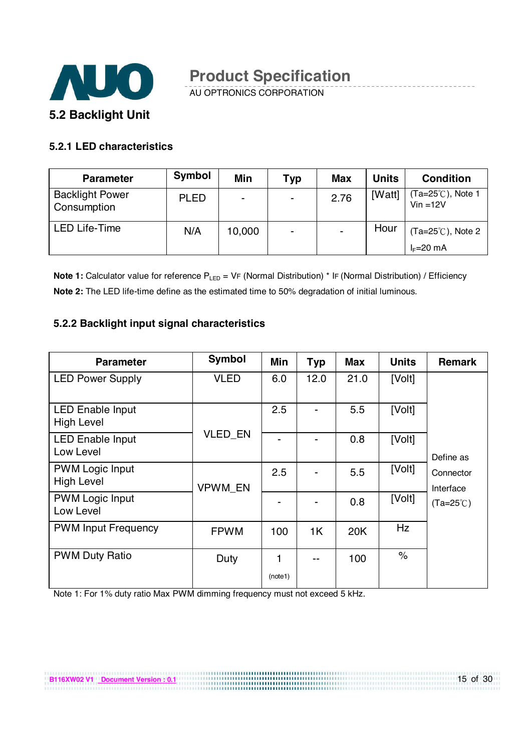## 5.2 Backlight Unit

### 5.2.1 LED characteristics

| Parameter | Symbol | Min | Typ | Max | Units | Condition |
|---|---|---|---|---|---|---|
| Backlight Power Consumption | PLED | - | - | 2.76 | [Watt] | (Ta=25℃), Note 1 Vin =12V |
| LED Life-Time | N/A | 10,000 | - | - | Hour | (Ta=25℃), Note 2 $I_F$=20 mA |

**Note 1:** Calculator value for reference $P_{LED}$ = VF (Normal Distribution) * IF (Normal Distribution) / Efficiency

**Note 2:** The LED life-time define as the estimated time to 50% degradation of initial luminous.

### 5.2.2 Backlight input signal characteristics

| Parameter | Symbol | Min | Typ | Max | Units | Remark |
|---|---|---|---|---|---|---|
| LED Power Supply | VLED | 6.0 | 12.0 | 21.0 | [Volt] | Define as Connector Interface (Ta=25℃) |
| LED Enable Input High Level | VLED_EN | 2.5 | - | 5.5 | [Volt] | |
| LED Enable Input Low Level | | - | - | 0.8 | [Volt] | |
| PWM Logic Input High Level | VPWM_EN | 2.5 | - | 5.5 | [Volt] | |
| PWM Logic Input Low Level | | - | - | 0.8 | [Volt] | |
| PWM Input Frequency | FPWM | 100 | 1K | 20K | Hz | |
| PWM Duty Ratio | Duty | 1 (note1) | -- | 100 | % | |

Note 1: For 1% duty ratio Max PWM dimming frequency must not exceed 5 kHz.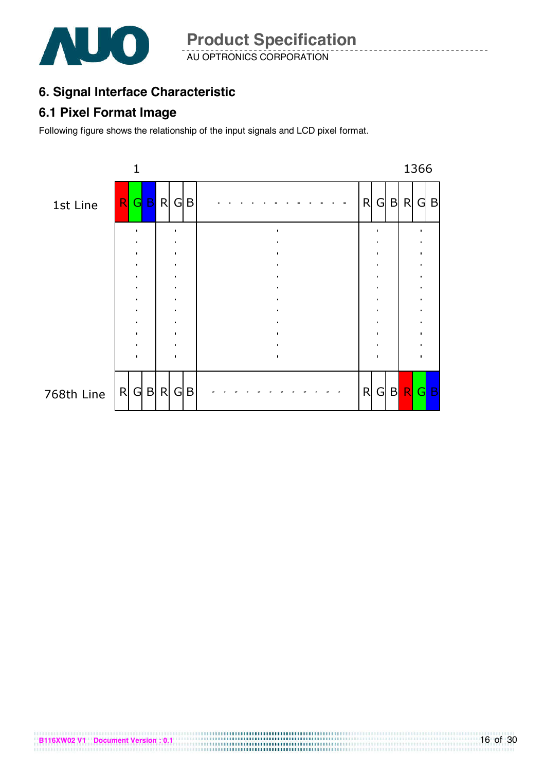## 6. Signal Interface Characteristic

### 6.1 Pixel Format Image

Following figure shows the relationship of the input signals and LCD pixel format.

|  | 1 |  |  |  |  |  |  |  |  |  |  |  | 1366 |  |
|---|---|---|---|---|---|---|---|---|---|---|---|---|---|---|
| 1st Line | R | G | B | R | G | B | . . . . . . . . . . . . | R | G | B | R | G | B |
|  | : |  | : |  | : |  | : |  | : |  |  | : |  |
| 768th Line | R | G | B | R | G | B | . . . . . . . . . . . . | R | G | B | R | G | B |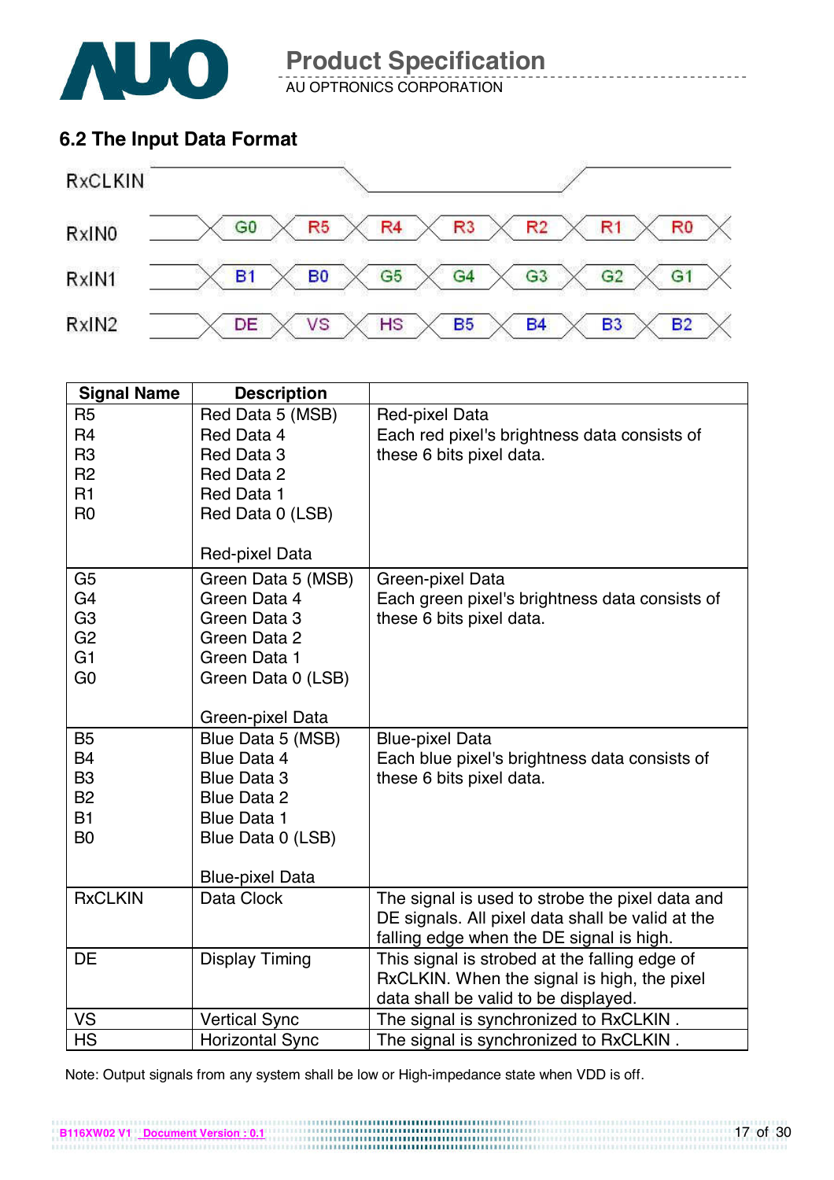## 6.2 The Input Data Format

| RxCLKIN | | | | | | | |
|---|---|---|---|---|---|---|---|
| RxIN0 | G0 | R5 | R4 | R3 | R2 | R1 | R0 |
| RxIN1 | B1 | B0 | G5 | G4 | G3 | G2 | G1 |
| RxIN2 | DE | VS | HS | B5 | B4 | B3 | B2 |

| Signal Name | Description | |
|---|---|---|
| R5<br>R4<br>R3<br>R2<br>R1<br>R0 | Red Data 5 (MSB)<br>Red Data 4<br>Red Data 3<br>Red Data 2<br>Red Data 1<br>Red Data 0 (LSB)<br><br>Red-pixel Data | Red-pixel Data<br>Each red pixel's brightness data consists of these 6 bits pixel data. |
| G5<br>G4<br>G3<br>G2<br>G1<br>G0 | Green Data 5 (MSB)<br>Green Data 4<br>Green Data 3<br>Green Data 2<br>Green Data 1<br>Green Data 0 (LSB)<br><br>Green-pixel Data | Green-pixel Data<br>Each green pixel's brightness data consists of these 6 bits pixel data. |
| B5<br>B4<br>B3<br>B2<br>B1<br>B0 | Blue Data 5 (MSB)<br>Blue Data 4<br>Blue Data 3<br>Blue Data 2<br>Blue Data 1<br>Blue Data 0 (LSB)<br><br>Blue-pixel Data | Blue-pixel Data<br>Each blue pixel's brightness data consists of these 6 bits pixel data. |
| RxCLKIN | Data Clock | The signal is used to strobe the pixel data and DE signals. All pixel data shall be valid at the falling edge when the DE signal is high. |
| DE | Display Timing | This signal is strobed at the falling edge of RxCLKIN. When the signal is high, the pixel data shall be valid to be displayed. |
| VS | Vertical Sync | The signal is synchronized to RxCLKIN . |
| HS | Horizontal Sync | The signal is synchronized to RxCLKIN . |

Note: Output signals from any system shall be low or High-impedance state when VDD is off.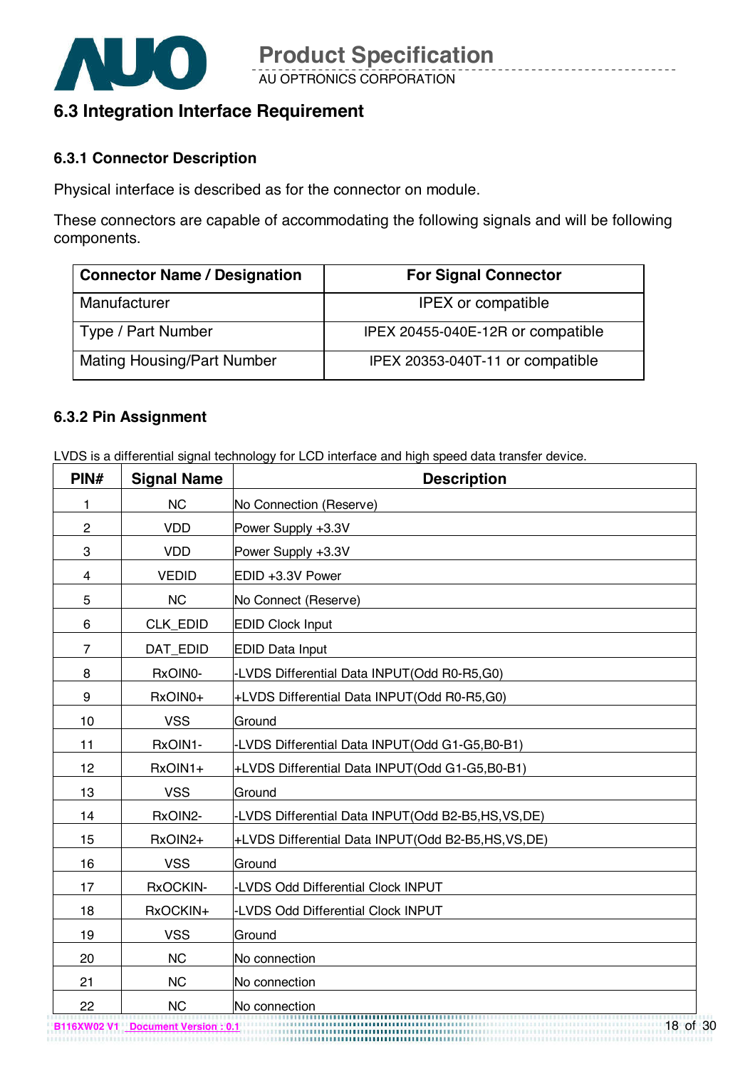## 6.3 Integration Interface Requirement

### 6.3.1 Connector Description

Physical interface is described as for the connector on module.

These connectors are capable of accommodating the following signals and will be following components.

| Connector Name / Designation | For Signal Connector |
|---|---|
| Manufacturer | IPEX or compatible |
| Type / Part Number | IPEX 20455-040E-12R or compatible |
| Mating Housing/Part Number | IPEX 20353-040T-11 or compatible |

### 6.3.2 Pin Assignment

LVDS is a differential signal technology for LCD interface and high speed data transfer device.

| PIN# | Signal Name | Description |
|---|---|---|
| 1 | NC | No Connection (Reserve) |
| 2 | VDD | Power Supply +3.3V |
| 3 | VDD | Power Supply +3.3V |
| 4 | VEDID | EDID +3.3V Power |
| 5 | NC | No Connect (Reserve) |
| 6 | CLK_EDID | EDID Clock Input |
| 7 | DAT_EDID | EDID Data Input |
| 8 | RxOIN0- | -LVDS Differential Data INPUT(Odd R0-R5,G0) |
| 9 | RxOIN0+ | +LVDS Differential Data INPUT(Odd R0-R5,G0) |
| 10 | VSS | Ground |
| 11 | RxOIN1- | -LVDS Differential Data INPUT(Odd G1-G5,B0-B1) |
| 12 | RxOIN1+ | +LVDS Differential Data INPUT(Odd G1-G5,B0-B1) |
| 13 | VSS | Ground |
| 14 | RxOIN2- | -LVDS Differential Data INPUT(Odd B2-B5,HS,VS,DE) |
| 15 | RxOIN2+ | +LVDS Differential Data INPUT(Odd B2-B5,HS,VS,DE) |
| 16 | VSS | Ground |
| 17 | RxOCKIN- | -LVDS Odd Differential Clock INPUT |
| 18 | RxOCKIN+ | -LVDS Odd Differential Clock INPUT |
| 19 | VSS | Ground |
| 20 | NC | No connection |
| 21 | NC | No connection |
| 22 | NC | No connection |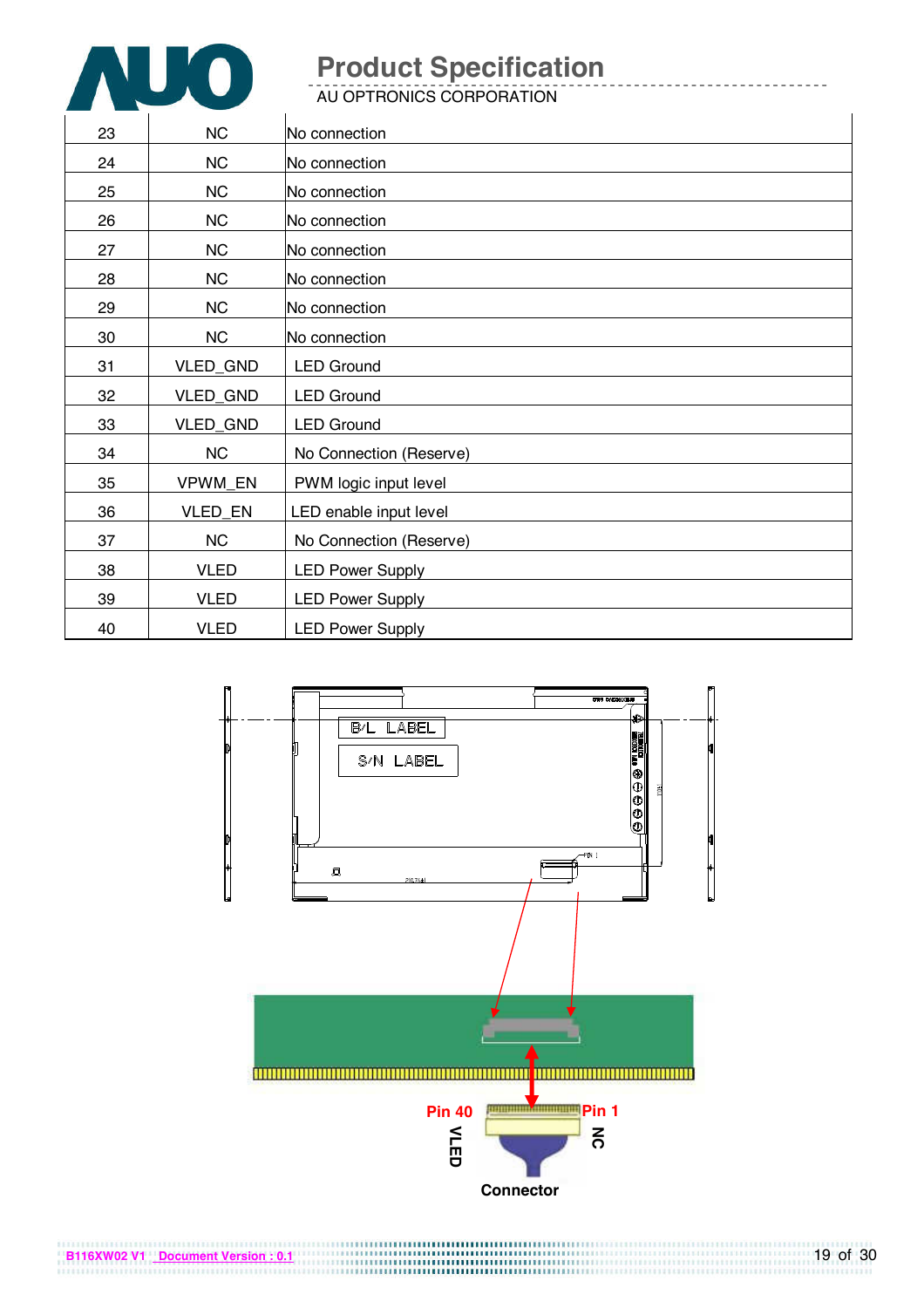| 23 | NC | No connection |
|---|---|---|
| 24 | NC | No connection |
| 25 | NC | No connection |
| 26 | NC | No connection |
| 27 | NC | No connection |
| 28 | NC | No connection |
| 29 | NC | No connection |
| 30 | NC | No connection |
| 31 | VLED_GND | LED Ground |
| 32 | VLED_GND | LED Ground |
| 33 | VLED_GND | LED Ground |
| 34 | NC | No Connection (Reserve) |
| 35 | VPWM_EN | PWM logic input level |
| 36 | VLED_EN | LED enable input level |
| 37 | NC | No Connection (Reserve) |
| 38 | VLED | LED Power Supply |
| 39 | VLED | LED Power Supply |
| 40 | VLED | LED Power Supply |

B/L LABEL

S/N LABEL

Pin 40 VLED

Pin 1 NC

Connector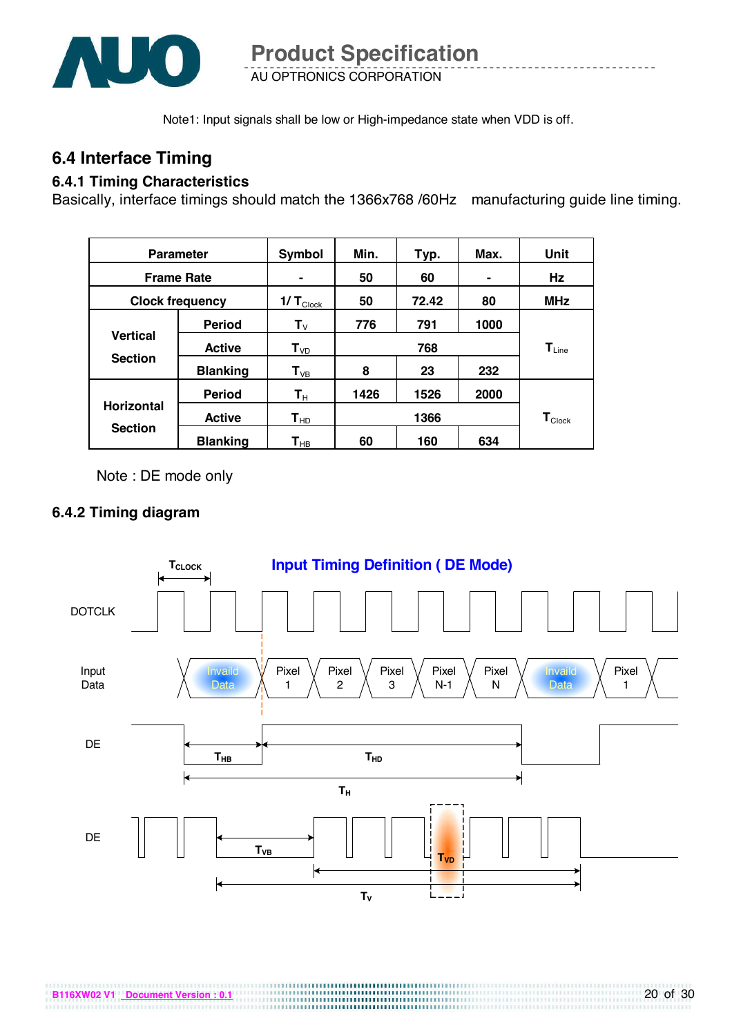Note1: Input signals shall be low or High-impedance state when VDD is off.

## 6.4 Interface Timing

### 6.4.1 Timing Characteristics

Basically, interface timings should match the 1366x768 /60Hz manufacturing guide line timing.

| Parameter | | Symbol | Min. | Typ. | Max. | Unit |
|---|---|---|---|---|---|---|
| Frame Rate | | - | 50 | 60 | - | Hz |
| Clock frequency | | $1/T_{Clock}$ | 50 | 72.42 | 80 | MHz |
| Vertical Section | Period | $T_V$ | 776 | 791 | 1000 | $T_{Line}$ |
| | Active | $T_{VD}$ | | 768 | | |
| | Blanking | $T_{VB}$ | 8 | 23 | 232 | |
| Horizontal Section | Period | $T_H$ | 1426 | 1526 | 2000 | $T_{Clock}$ |
| | Active | $T_{HD}$ | | 1366 | | |
| | Blanking | $T_{HB}$ | 60 | 160 | 634 | |

Note : DE mode only

### 6.4.2 Timing diagram

**Input Timing Definition ( DE Mode)**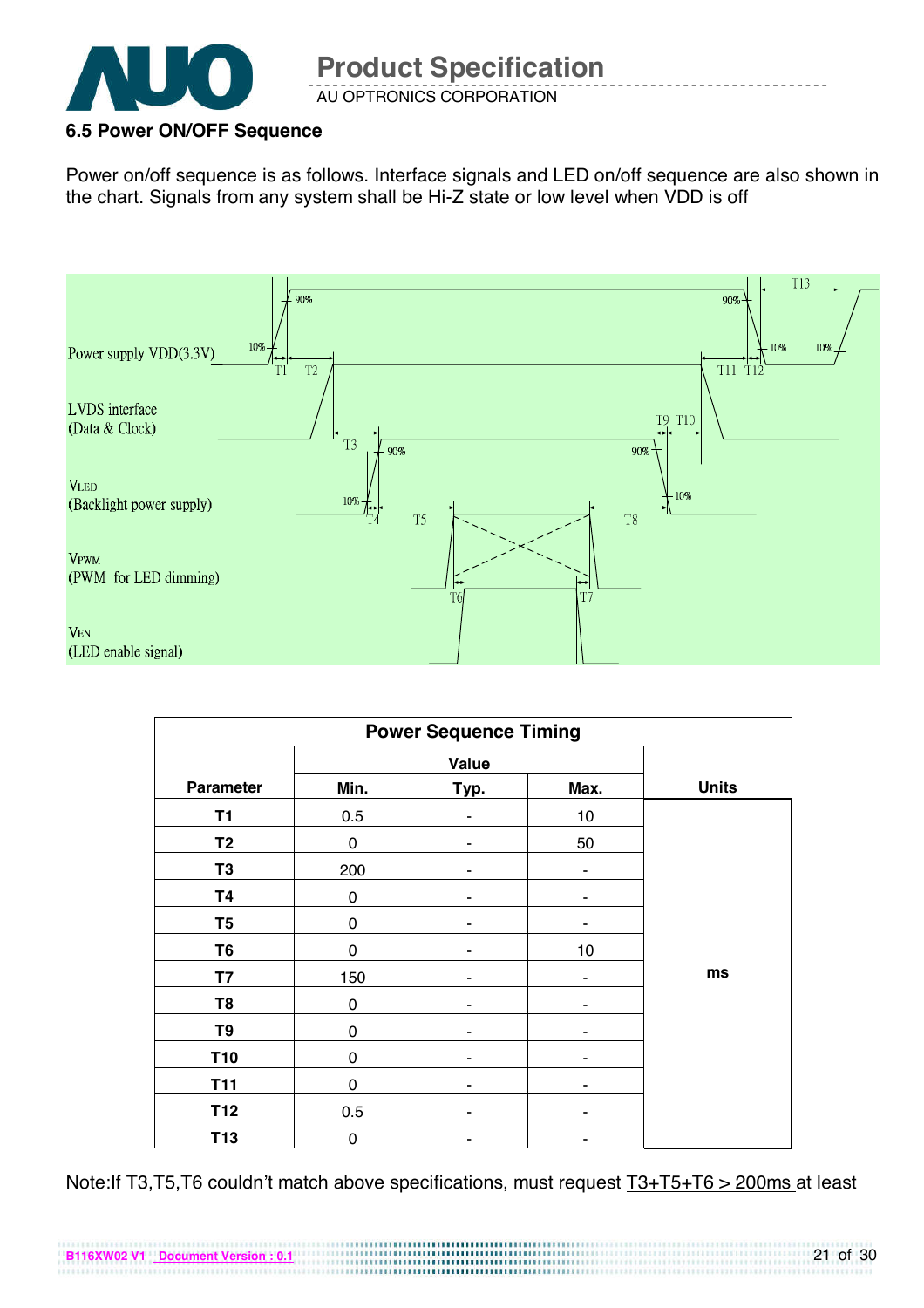### 6.5 Power ON/OFF Sequence

Power on/off sequence is as follows. Interface signals and LED on/off sequence are also shown in the chart. Signals from any system shall be Hi-Z state or low level when VDD is off

| Power Sequence Timing | | | | |
|---|---|---|---|---|
| Parameter | Value | | | Units |
| | Min. | Typ. | Max. | |
| T1 | 0.5 | - | 10 | ms |
| T2 | 0 | - | 50 | |
| T3 | 200 | - | - | |
| T4 | 0 | - | - | |
| T5 | 0 | - | - | |
| T6 | 0 | - | 10 | |
| T7 | 150 | - | - | |
| T8 | 0 | - | - | |
| T9 | 0 | - | - | |
| T10 | 0 | - | - | |
| T11 | 0 | - | - | |
| T12 | 0.5 | - | - | |
| T13 | 0 | - | - | |

Note:If T3,T5,T6 couldn't match above specifications, must request T3+T5+T6 > 200ms at least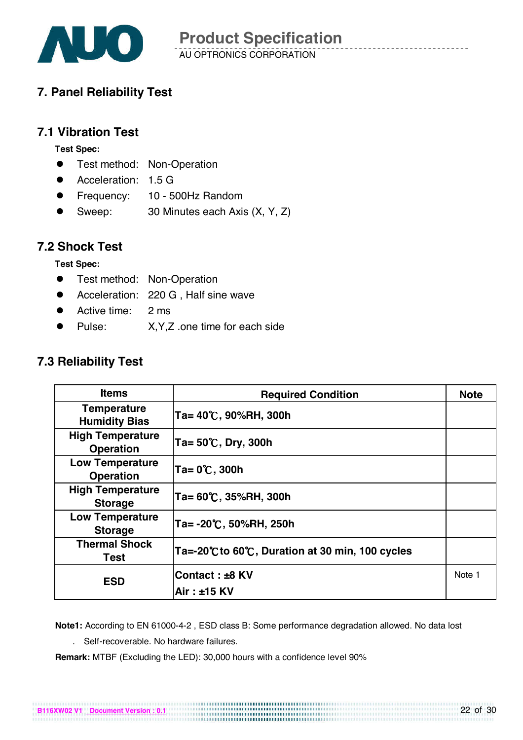# 7. Panel Reliability Test

## 7.1 Vibration Test

**Test Spec:**

- Test method: Non-Operation
- Acceleration: 1.5 G
- Frequency: 10 - 500Hz Random
- Sweep: 30 Minutes each Axis (X, Y, Z)

## 7.2 Shock Test

**Test Spec:**

- Test method: Non-Operation
- Acceleration: 220 G , Half sine wave
- Active time: 2 ms
- Pulse: X,Y,Z .one time for each side

## 7.3 Reliability Test

| Items | Required Condition | Note |
|---|---|---|
| **Temperature Humidity Bias** | **Ta= 40℃, 90%RH, 300h** | |
| **High Temperature Operation** | **Ta= 50℃, Dry, 300h** | |
| **Low Temperature Operation** | **Ta= 0℃, 300h** | |
| **High Temperature Storage** | **Ta= 60℃, 35%RH, 300h** | |
| **Low Temperature Storage** | **Ta= -20℃, 50%RH, 250h** | |
| **Thermal Shock Test** | **Ta=-20℃to 60℃, Duration at 30 min, 100 cycles** | |
| **ESD** | **Contact : ±8 KV**<br>**Air : ±15 KV** | Note 1 |

**Note1:** According to EN 61000-4-2 , ESD class B: Some performance degradation allowed. No data lost . Self-recoverable. No hardware failures.

**Remark:** MTBF (Excluding the LED): 30,000 hours with a confidence level 90%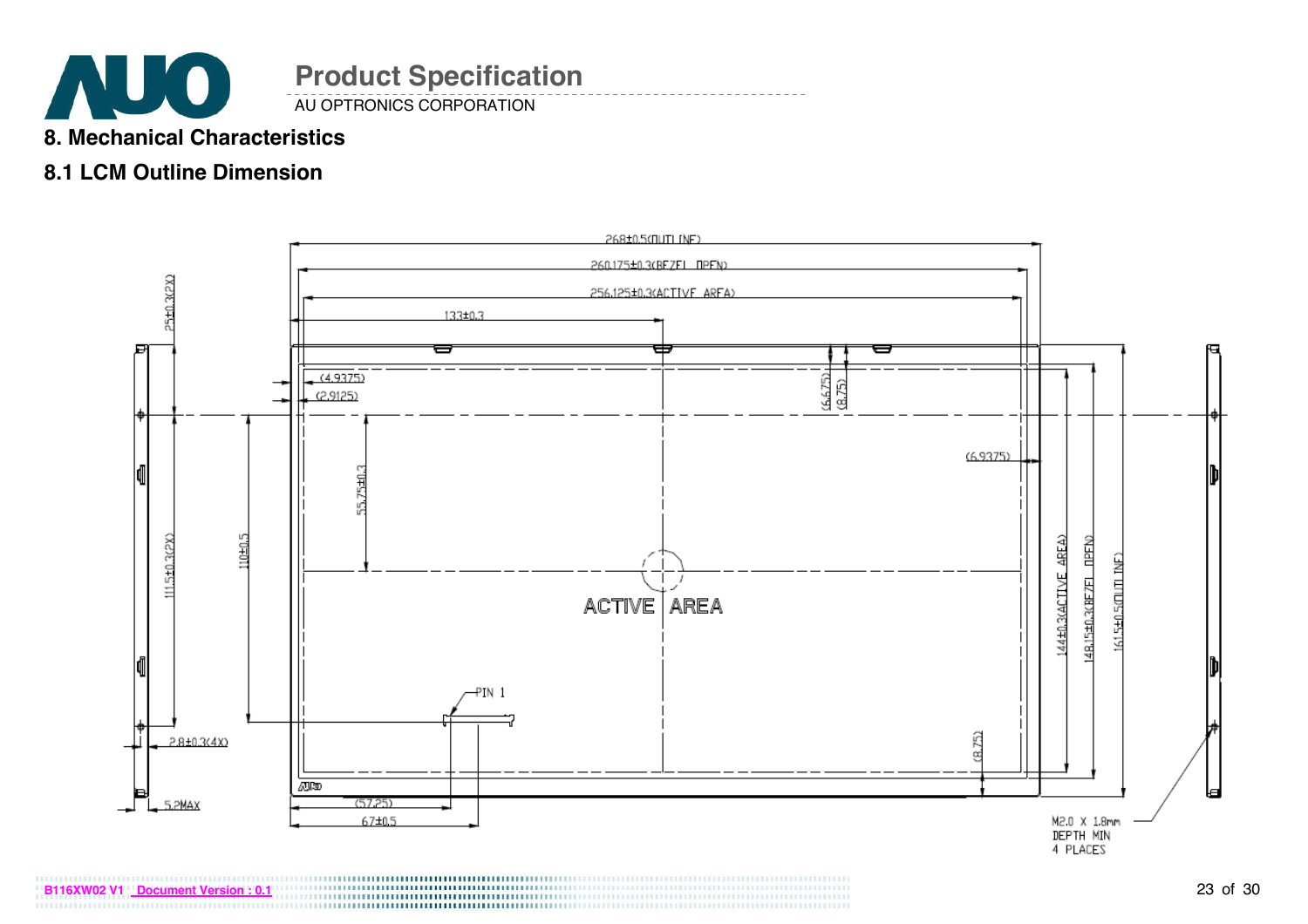## 8. Mechanical Characteristics

### 8.1 LCM Outline Dimension

268±0.5(OUTLINE)

260.175±0.3(BEZEL OPEN)

256.125±0.3(ACTIVE AREA)

133±0.3

25±0.3(2X)

(4.9375)

(2.9125)

(6.675)

(8.75)

(6.9375)

55.75±0.3

110±0.5

111.5±0.3(2X)

144±0.3(ACTIVE AREA)

148.15±0.3(BEZEL OPEN)

161.5±0.5(OUTLINE)

ACTIVE AREA

PIN 1

2.8±0.3(4X)

5.2MAX

(57.25)

67±0.5

(8.75)

M2.0 X 1.8mm DEPTH MIN 4 PLACES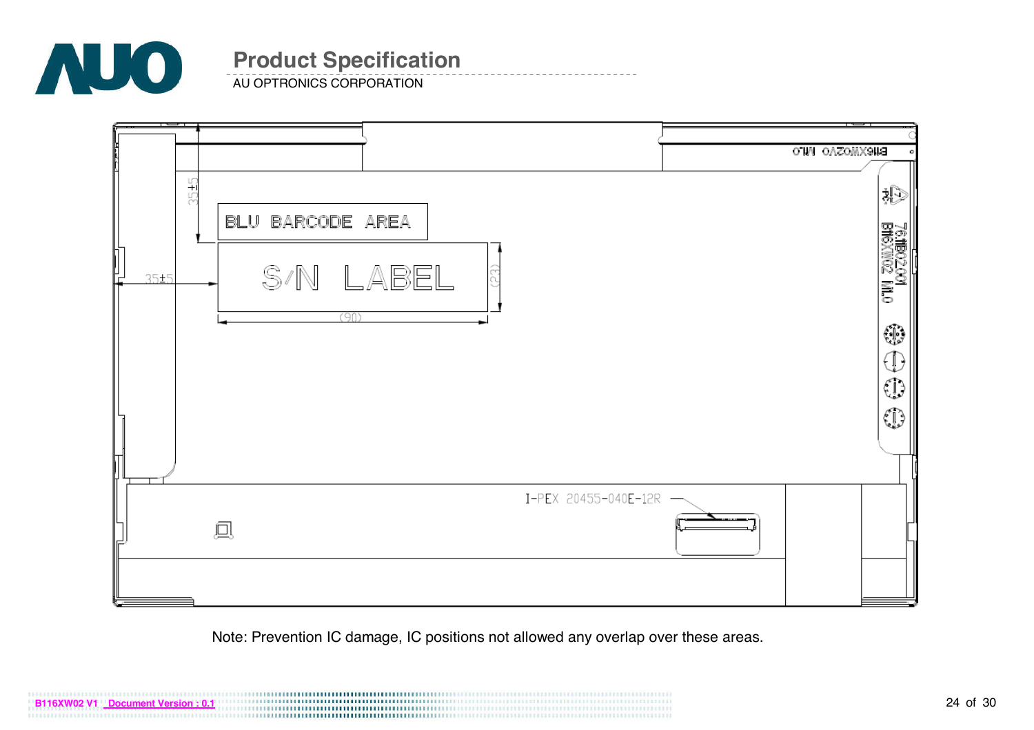BLU BARCODE AREA

S/N LABEL

35±5

35±5

(23)

(90)

I-PEX 20455-040E-12R

B116XW02 V1.0

Note: Prevention IC damage, IC positions not allowed any overlap over these areas.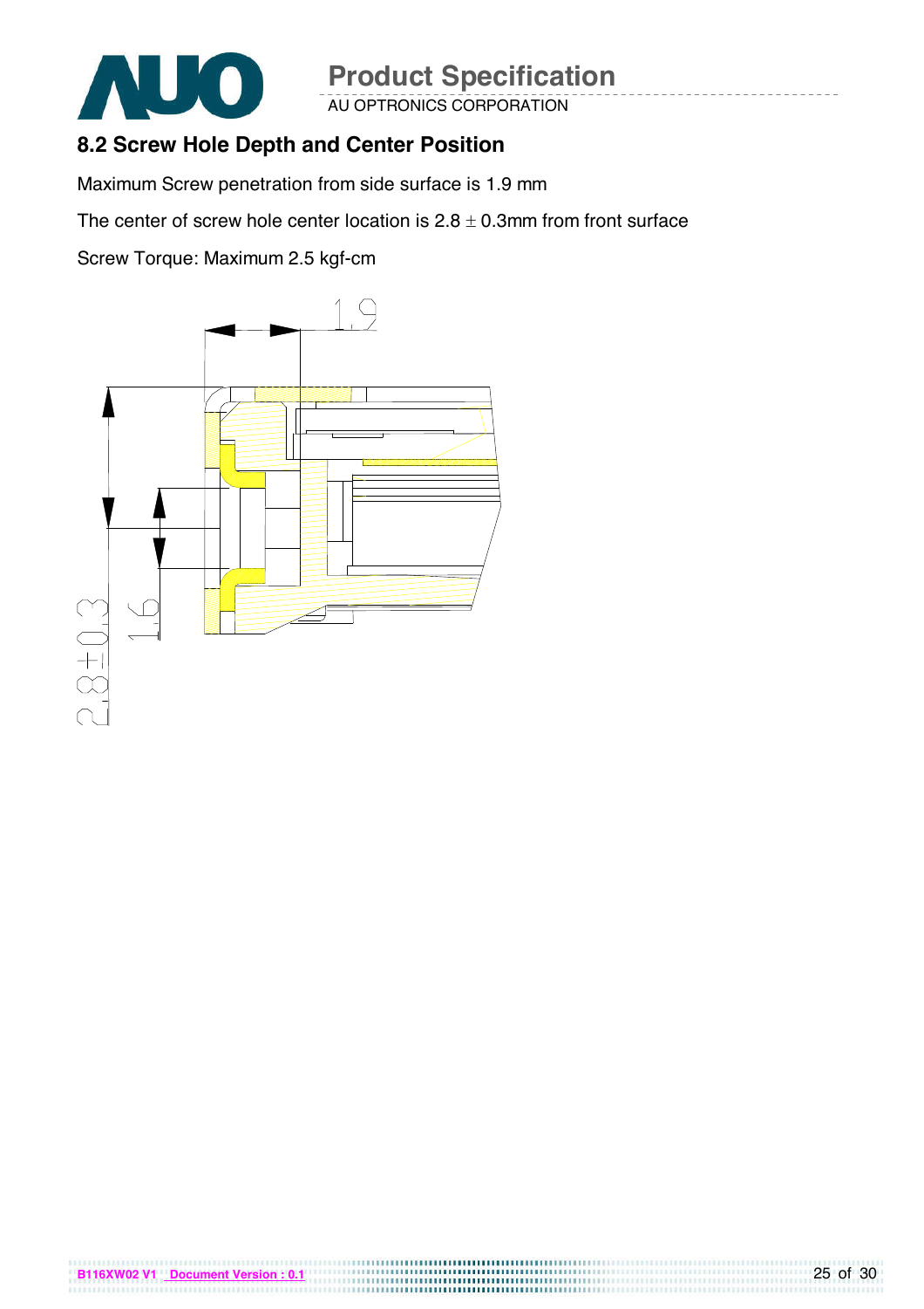## 8.2 Screw Hole Depth and Center Position

Maximum Screw penetration from side surface is 1.9 mm

The center of screw hole center location is 2.8 ± 0.3mm from front surface

Screw Torque: Maximum 2.5 kgf-cm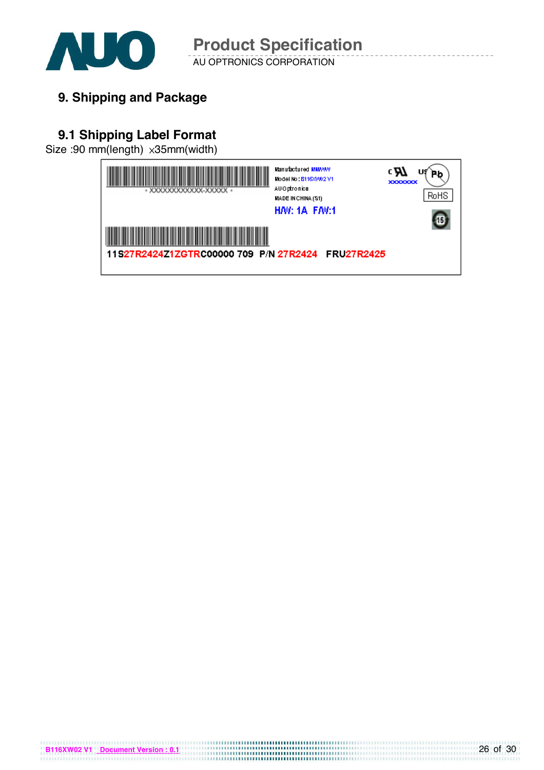## 9. Shipping and Package

### 9.1 Shipping Label Format

Size :90 mm(length) x35mm(width)

* XXXXXXXXXXXX-XXXXX *

Manufactured MM/WW
Model No : B116XW02 V1
AU Optronics
MADE IN CHINA (S1)

H/W: 1A F/W:1

c UL us
XXXXXXX

Pb

RoHS

15

11S27R2424Z1ZGTRC00000 709 P/N 27R2424 FRU27R2425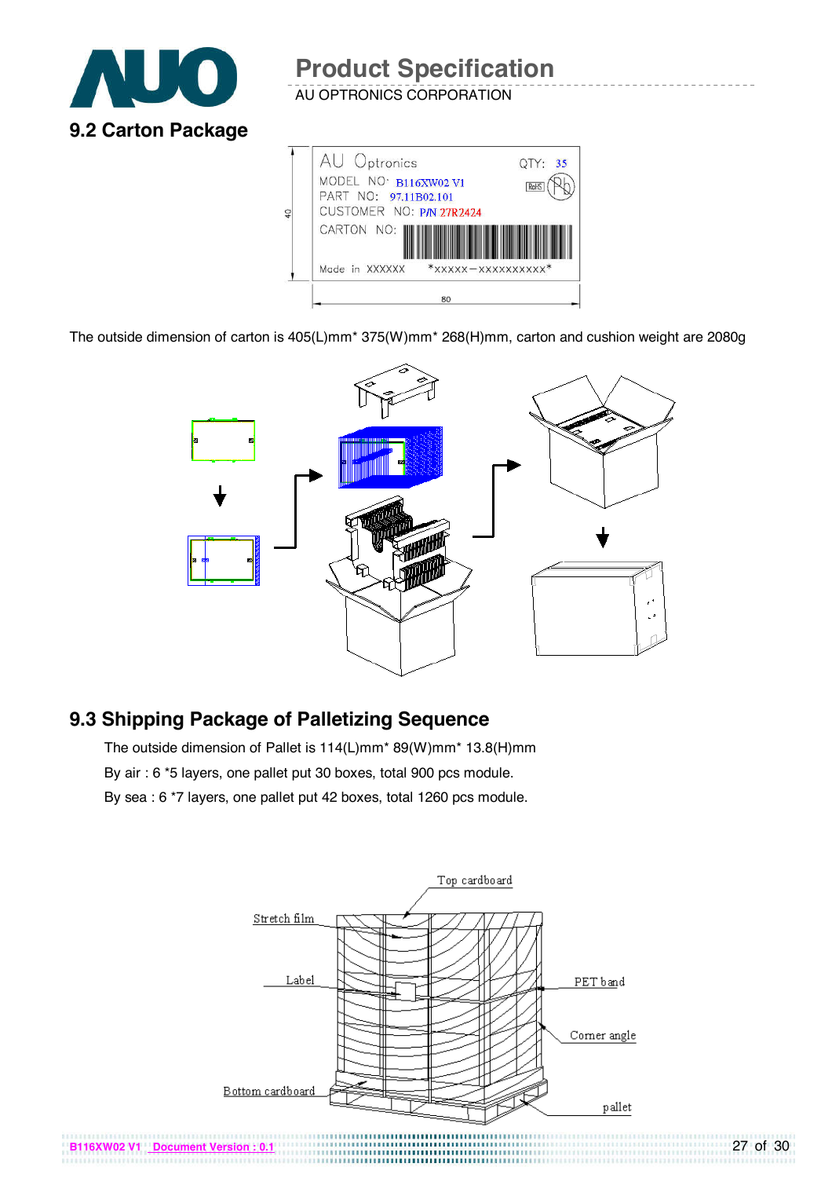## 9.2 Carton Package

The outside dimension of carton is 405(L)mm* 375(W)mm* 268(H)mm, carton and cushion weight are 2080g

## 9.3 Shipping Package of Palletizing Sequence

The outside dimension of Pallet is 114(L)mm* 89(W)mm* 13.8(H)mm

By air : 6 *5 layers, one pallet put 30 boxes, total 900 pcs module.

By sea : 6 *7 layers, one pallet put 42 boxes, total 1260 pcs module.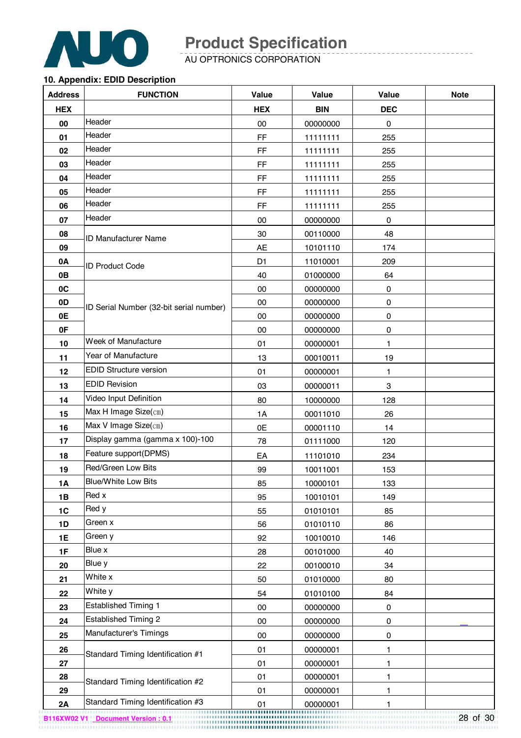## 10. Appendix: EDID Description

| Address | FUNCTION | Value | Value | Value | Note |
|---|---|---|---|---|---|
| HEX | | HEX | BIN | DEC | |
| 00 | Header | 00 | 00000000 | 0 | |
| 01 | Header | FF | 11111111 | 255 | |
| 02 | Header | FF | 11111111 | 255 | |
| 03 | Header | FF | 11111111 | 255 | |
| 04 | Header | FF | 11111111 | 255 | |
| 05 | Header | FF | 11111111 | 255 | |
| 06 | Header | FF | 11111111 | 255 | |
| 07 | Header | 00 | 00000000 | 0 | |
| 08 | ID Manufacturer Name | 30 | 00110000 | 48 | |
| 09 | | AE | 10101110 | 174 | |
| 0A | ID Product Code | D1 | 11010001 | 209 | |
| 0B | | 40 | 01000000 | 64 | |
| 0C | ID Serial Number (32-bit serial number) | 00 | 00000000 | 0 | |
| 0D | | 00 | 00000000 | 0 | |
| 0E | | 00 | 00000000 | 0 | |
| 0F | | 00 | 00000000 | 0 | |
| 10 | Week of Manufacture | 01 | 00000001 | 1 | |
| 11 | Year of Manufacture | 13 | 00010011 | 19 | |
| 12 | EDID Structure version | 01 | 00000001 | 1 | |
| 13 | EDID Revision | 03 | 00000011 | 3 | |
| 14 | Video Input Definition | 80 | 10000000 | 128 | |
| 15 | Max H Image Size(㎝) | 1A | 00011010 | 26 | |
| 16 | Max V Image Size(㎝) | 0E | 00001110 | 14 | |
| 17 | Display gamma (gamma x 100)-100 | 78 | 01111000 | 120 | |
| 18 | Feature support(DPMS) | EA | 11101010 | 234 | |
| 19 | Red/Green Low Bits | 99 | 10011001 | 153 | |
| 1A | Blue/White Low Bits | 85 | 10000101 | 133 | |
| 1B | Red x | 95 | 10010101 | 149 | |
| 1C | Red y | 55 | 01010101 | 85 | |
| 1D | Green x | 56 | 01010110 | 86 | |
| 1E | Green y | 92 | 10010010 | 146 | |
| 1F | Blue x | 28 | 00101000 | 40 | |
| 20 | Blue y | 22 | 00100010 | 34 | |
| 21 | White x | 50 | 01010000 | 80 | |
| 22 | White y | 54 | 01010100 | 84 | |
| 23 | Established Timing 1 | 00 | 00000000 | 0 | |
| 24 | Established Timing 2 | 00 | 00000000 | 0 | |
| 25 | Manufacturer's Timings | 00 | 00000000 | 0 | |
| 26 | Standard Timing Identification #1 | 01 | 00000001 | 1 | |
| 27 | | 01 | 00000001 | 1 | |
| 28 | Standard Timing Identification #2 | 01 | 00000001 | 1 | |
| 29 | | 01 | 00000001 | 1 | |
| 2A | Standard Timing Identification #3 | 01 | 00000001 | 1 | |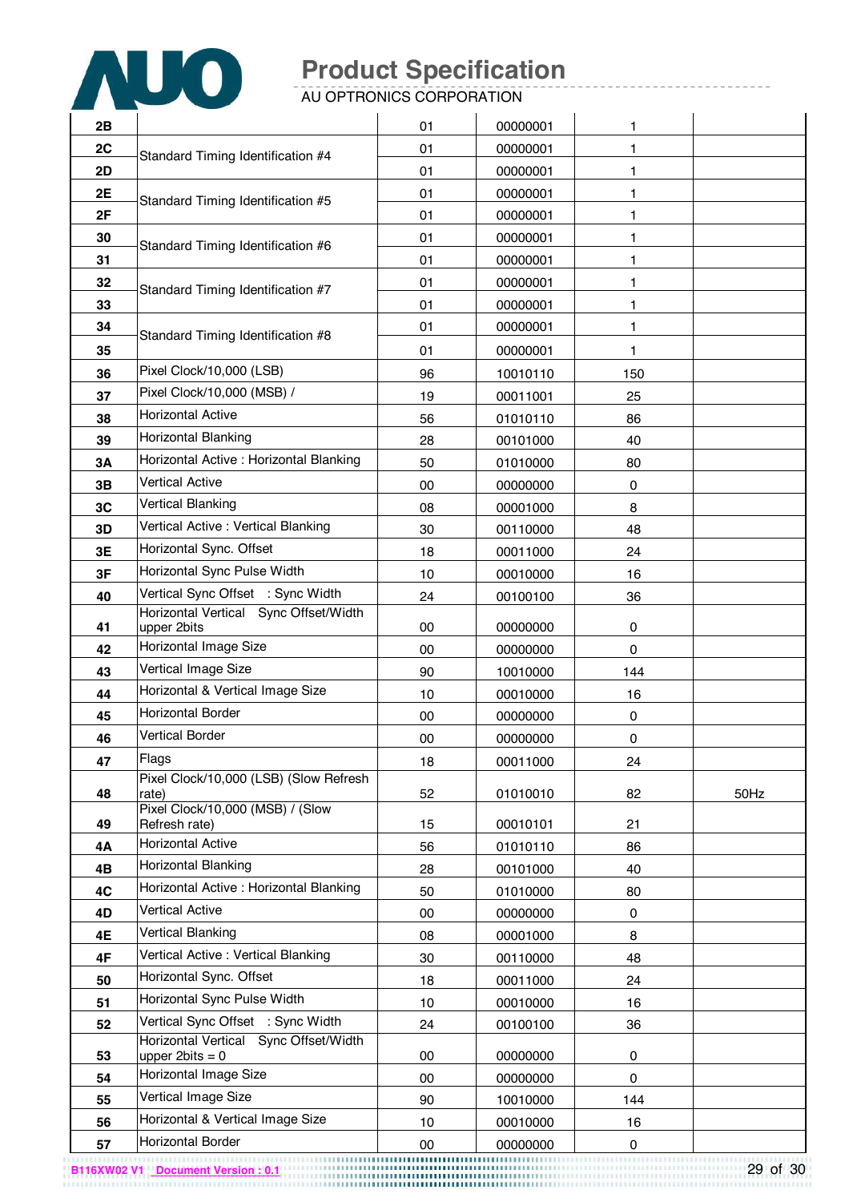| 2B | | 01 | 00000001 | 1 | |
|---|---|---|---|---|---|
| 2C | Standard Timing Identification #4 | 01 | 00000001 | 1 | |
| 2D | | 01 | 00000001 | 1 | |
| 2E | Standard Timing Identification #5 | 01 | 00000001 | 1 | |
| 2F | | 01 | 00000001 | 1 | |
| 30 | Standard Timing Identification #6 | 01 | 00000001 | 1 | |
| 31 | | 01 | 00000001 | 1 | |
| 32 | Standard Timing Identification #7 | 01 | 00000001 | 1 | |
| 33 | | 01 | 00000001 | 1 | |
| 34 | Standard Timing Identification #8 | 01 | 00000001 | 1 | |
| 35 | | 01 | 00000001 | 1 | |
| 36 | Pixel Clock/10,000 (LSB) | 96 | 10010110 | 150 | |
| 37 | Pixel Clock/10,000 (MSB) / | 19 | 00011001 | 25 | |
| 38 | Horizontal Active | 56 | 01010110 | 86 | |
| 39 | Horizontal Blanking | 28 | 00101000 | 40 | |
| 3A | Horizontal Active : Horizontal Blanking | 50 | 01010000 | 80 | |
| 3B | Vertical Active | 00 | 00000000 | 0 | |
| 3C | Vertical Blanking | 08 | 00001000 | 8 | |
| 3D | Vertical Active : Vertical Blanking | 30 | 00110000 | 48 | |
| 3E | Horizontal Sync. Offset | 18 | 00011000 | 24 | |
| 3F | Horizontal Sync Pulse Width | 10 | 00010000 | 16 | |
| 40 | Vertical Sync Offset : Sync Width | 24 | 00100100 | 36 | |
| 41 | Horizontal Vertical Sync Offset/Width upper 2bits | 00 | 00000000 | 0 | |
| 42 | Horizontal Image Size | 00 | 00000000 | 0 | |
| 43 | Vertical Image Size | 90 | 10010000 | 144 | |
| 44 | Horizontal & Vertical Image Size | 10 | 00010000 | 16 | |
| 45 | Horizontal Border | 00 | 00000000 | 0 | |
| 46 | Vertical Border | 00 | 00000000 | 0 | |
| 47 | Flags | 18 | 00011000 | 24 | |
| 48 | Pixel Clock/10,000 (LSB) (Slow Refresh rate) | 52 | 01010010 | 82 | 50Hz |
| 49 | Pixel Clock/10,000 (MSB) / (Slow Refresh rate) | 15 | 00010101 | 21 | |
| 4A | Horizontal Active | 56 | 01010110 | 86 | |
| 4B | Horizontal Blanking | 28 | 00101000 | 40 | |
| 4C | Horizontal Active : Horizontal Blanking | 50 | 01010000 | 80 | |
| 4D | Vertical Active | 00 | 00000000 | 0 | |
| 4E | Vertical Blanking | 08 | 00001000 | 8 | |
| 4F | Vertical Active : Vertical Blanking | 30 | 00110000 | 48 | |
| 50 | Horizontal Sync. Offset | 18 | 00011000 | 24 | |
| 51 | Horizontal Sync Pulse Width | 10 | 00010000 | 16 | |
| 52 | Vertical Sync Offset : Sync Width | 24 | 00100100 | 36 | |
| 53 | Horizontal Vertical Sync Offset/Width upper 2bits = 0 | 00 | 00000000 | 0 | |
| 54 | Horizontal Image Size | 00 | 00000000 | 0 | |
| 55 | Vertical Image Size | 90 | 10010000 | 144 | |
| 56 | Horizontal & Vertical Image Size | 10 | 00010000 | 16 | |
| 57 | Horizontal Border | 00 | 00000000 | 0 | |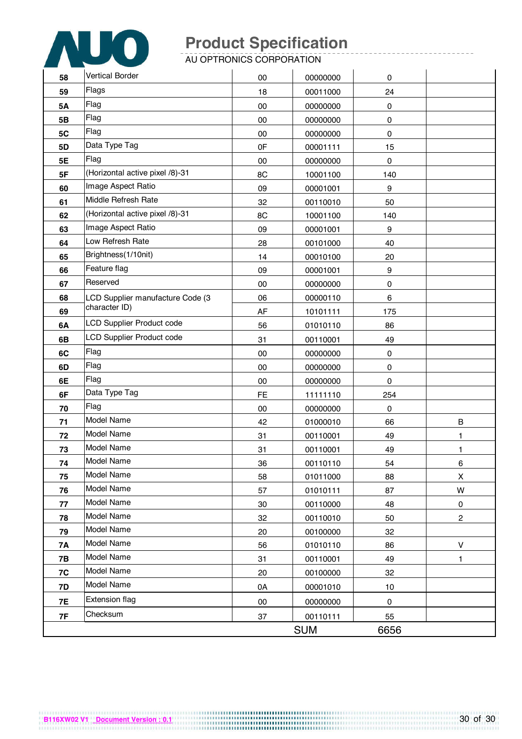| | | | | | |
|---|---|---|---|---|---|
| 58 | Vertical Border | 00 | 00000000 | 0 | |
| 59 | Flags | 18 | 00011000 | 24 | |
| 5A | Flag | 00 | 00000000 | 0 | |
| 5B | Flag | 00 | 00000000 | 0 | |
| 5C | Flag | 00 | 00000000 | 0 | |
| 5D | Data Type Tag | 0F | 00001111 | 15 | |
| 5E | Flag | 00 | 00000000 | 0 | |
| 5F | (Horizontal active pixel /8)-31 | 8C | 10001100 | 140 | |
| 60 | Image Aspect Ratio | 09 | 00001001 | 9 | |
| 61 | Middle Refresh Rate | 32 | 00110010 | 50 | |
| 62 | (Horizontal active pixel /8)-31 | 8C | 10001100 | 140 | |
| 63 | Image Aspect Ratio | 09 | 00001001 | 9 | |
| 64 | Low Refresh Rate | 28 | 00101000 | 40 | |
| 65 | Brightness(1/10nit) | 14 | 00010100 | 20 | |
| 66 | Feature flag | 09 | 00001001 | 9 | |
| 67 | Reserved | 00 | 00000000 | 0 | |
| 68 | LCD Supplier manufacture Code (3 character ID) | 06 | 00000110 | 6 | |
| 69 | | AF | 10101111 | 175 | |
| 6A | LCD Supplier Product code | 56 | 01010110 | 86 | |
| 6B | LCD Supplier Product code | 31 | 00110001 | 49 | |
| 6C | Flag | 00 | 00000000 | 0 | |
| 6D | Flag | 00 | 00000000 | 0 | |
| 6E | Flag | 00 | 00000000 | 0 | |
| 6F | Data Type Tag | FE | 11111110 | 254 | |
| 70 | Flag | 00 | 00000000 | 0 | |
| 71 | Model Name | 42 | 01000010 | 66 | B |
| 72 | Model Name | 31 | 00110001 | 49 | 1 |
| 73 | Model Name | 31 | 00110001 | 49 | 1 |
| 74 | Model Name | 36 | 00110110 | 54 | 6 |
| 75 | Model Name | 58 | 01011000 | 88 | X |
| 76 | Model Name | 57 | 01010111 | 87 | W |
| 77 | Model Name | 30 | 00110000 | 48 | 0 |
| 78 | Model Name | 32 | 00110010 | 50 | 2 |
| 79 | Model Name | 20 | 00100000 | 32 | |
| 7A | Model Name | 56 | 01010110 | 86 | V |
| 7B | Model Name | 31 | 00110001 | 49 | 1 |
| 7C | Model Name | 20 | 00100000 | 32 | |
| 7D | Model Name | 0A | 00001010 | 10 | |
| 7E | Extension flag | 00 | 00000000 | 0 | |
| 7F | Checksum | 37 | 00110111 | 55 | |
| | | | SUM | 6656 | |